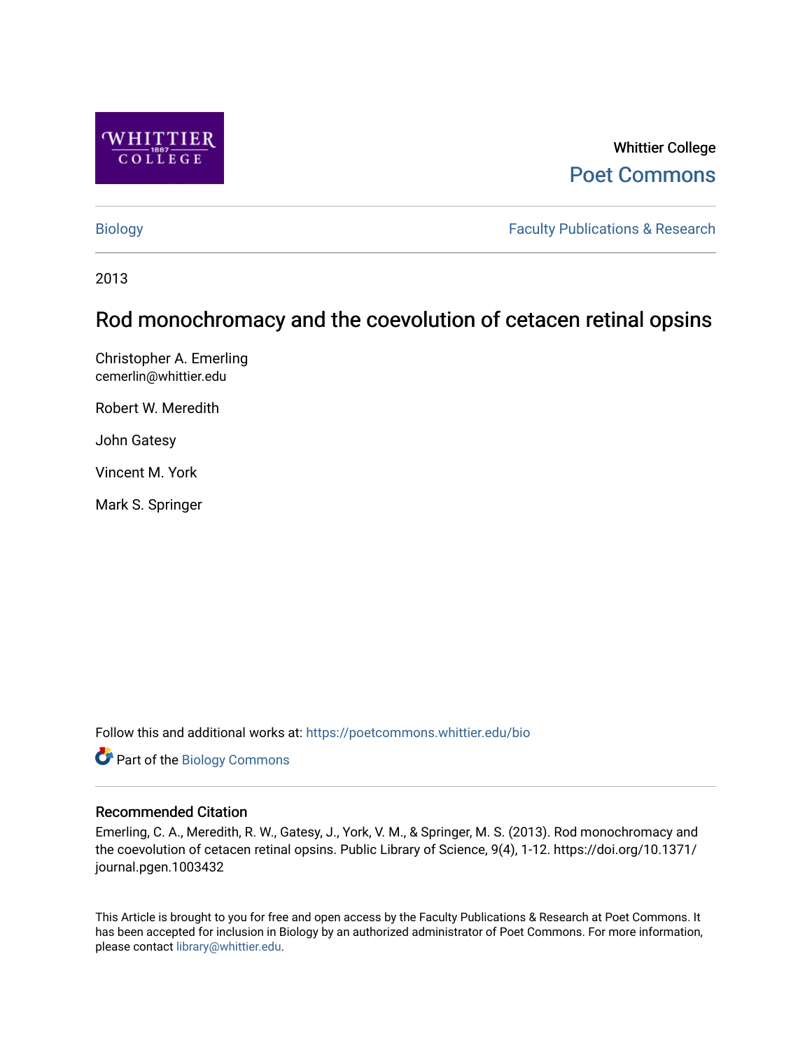Whittier College

Poet Commons

Biology

Faculty Publications & Research

2013

# Rod monochromacy and the coevolution of cetacen retinal opsins

Christopher A. Emerling
cemerlin@whittier.edu

Robert W. Meredith

John Gatesy

Vincent M. York

Mark S. Springer

Follow this and additional works at: https://poetcommons.whittier.edu/bio

Part of the Biology Commons

### Recommended Citation

Emerling, C. A., Meredith, R. W., Gatesy, J., York, V. M., & Springer, M. S. (2013). Rod monochromacy and the coevolution of cetacen retinal opsins. Public Library of Science, 9(4), 1-12. https://doi.org/10.1371/journal.pgen.1003432

This Article is brought to you for free and open access by the Faculty Publications & Research at Poet Commons. It has been accepted for inclusion in Biology by an authorized administrator of Poet Commons. For more information, please contact library@whittier.edu.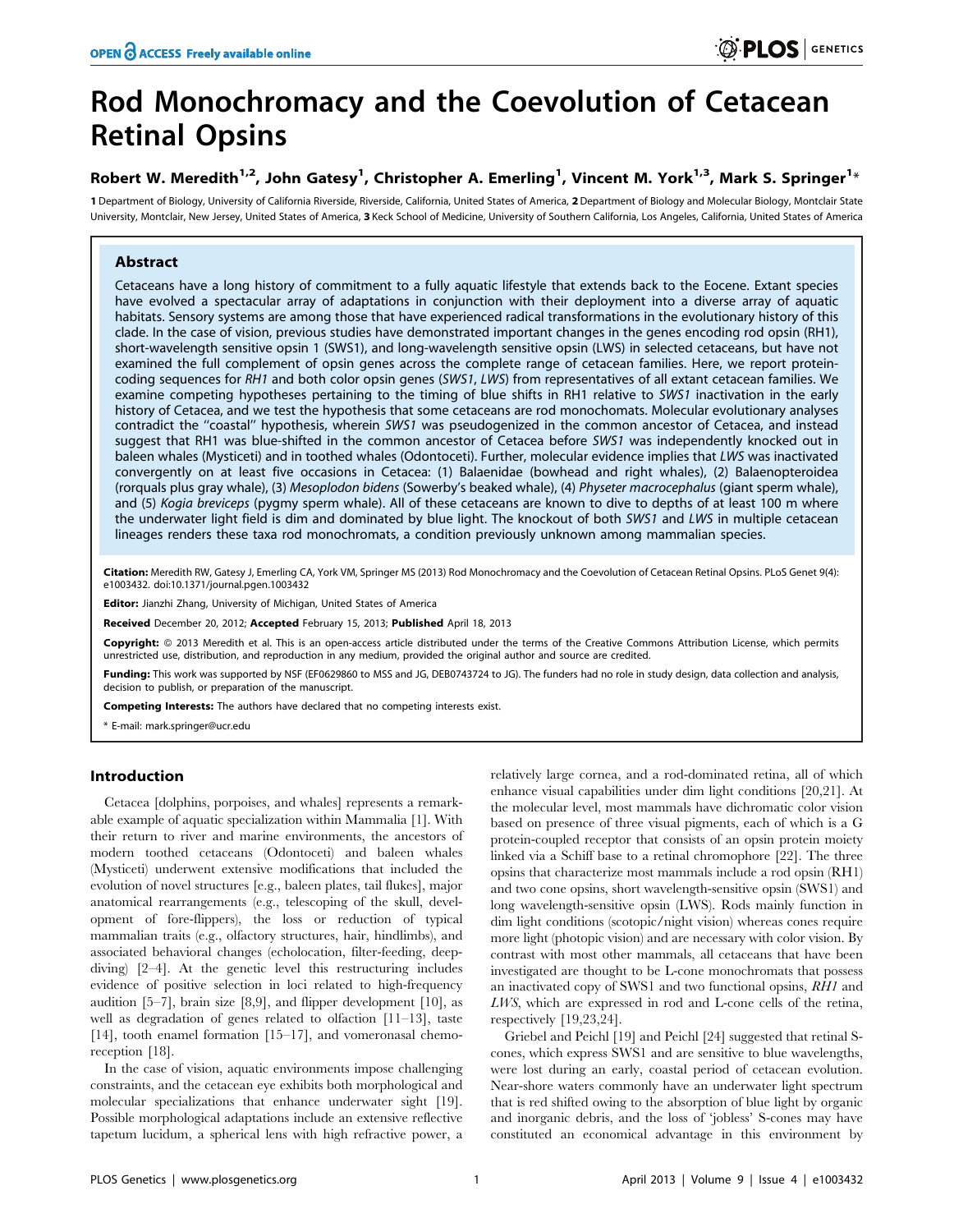# Rod Monochromacy and the Coevolution of Cetacean Retinal Opsins

## Robert W. Meredith[1,2], John Gatesy[1], Christopher A. Emerling[1], Vincent M. York[1,3], Mark S. Springer[1]*

1 Department of Biology, University of California Riverside, Riverside, California, United States of America, 2 Department of Biology and Molecular Biology, Montclair State University, Montclair, New Jersey, United States of America, 3 Keck School of Medicine, University of Southern California, Los Angeles, California, United States of America

## Abstract

Cetaceans have a long history of commitment to a fully aquatic lifestyle that extends back to the Eocene. Extant species have evolved a spectacular array of adaptations in conjunction with their deployment into a diverse array of aquatic habitats. Sensory systems are among those that have experienced radical transformations in the evolutionary history of this clade. In the case of vision, previous studies have demonstrated important changes in the genes encoding rod opsin (RH1), short-wavelength sensitive opsin 1 (SWS1), and long-wavelength sensitive opsin (LWS) in selected cetaceans, but have not examined the full complement of opsin genes across the complete range of cetacean families. Here, we report protein-coding sequences for *RH1* and both color opsin genes (*SWS1*, *LWS*) from representatives of all extant cetacean families. We examine competing hypotheses pertaining to the timing of blue shifts in RH1 relative to *SWS1* inactivation in the early history of Cetacea, and we test the hypothesis that some cetaceans are rod monochromats. Molecular evolutionary analyses contradict the "coastal" hypothesis, wherein *SWS1* was pseudogenized in the common ancestor of Cetacea, and instead suggest that RH1 was blue-shifted in the common ancestor of Cetacea before *SWS1* was independently knocked out in baleen whales (Mysticeti) and in toothed whales (Odontoceti). Further, molecular evidence implies that *LWS* was inactivated convergently on at least five occasions in Cetacea: (1) Balaenidae (bowhead and right whales), (2) Balaenopteroidea (rorquals plus gray whale), (3) *Mesoplodon bidens* (Sowerby's beaked whale), (4) *Physeter macrocephalus* (giant sperm whale), and (5) *Kogia breviceps* (pygmy sperm whale). All of these cetaceans are known to dive to depths of at least 100 m where the underwater light field is dim and dominated by blue light. The knockout of both *SWS1* and *LWS* in multiple cetacean lineages renders these taxa rod monochromats, a condition previously unknown among mammalian species.

**Citation:** Meredith RW, Gatesy J, Emerling CA, York VM, Springer MS (2013) Rod Monochromacy and the Coevolution of Cetacean Retinal Opsins. PLoS Genet 9(4): e1003432. doi:10.1371/journal.pgen.1003432

**Editor:** Jianzhi Zhang, University of Michigan, United States of America

**Received** December 20, 2012; **Accepted** February 15, 2013; **Published** April 18, 2013

**Copyright:** © 2013 Meredith et al. This is an open-access article distributed under the terms of the Creative Commons Attribution License, which permits unrestricted use, distribution, and reproduction in any medium, provided the original author and source are credited.

**Funding:** This work was supported by NSF (EF0629860 to MSS and JG, DEB0743724 to JG). The funders had no role in study design, data collection and analysis, decision to publish, or preparation of the manuscript.

**Competing Interests:** The authors have declared that no competing interests exist.

\* E-mail: mark.springer@ucr.edu

## Introduction

Cetacea [dolphins, porpoises, and whales] represents a remarkable example of aquatic specialization within Mammalia [1]. With their return to river and marine environments, the ancestors of modern toothed cetaceans (Odontoceti) and baleen whales (Mysticeti) underwent extensive modifications that included the evolution of novel structures [e.g., baleen plates, tail flukes], major anatomical rearrangements (e.g., telescoping of the skull, development of fore-flippers), the loss or reduction of typical mammalian traits (e.g., olfactory structures, hair, hindlimbs), and associated behavioral changes (echolocation, filter-feeding, deep-diving) [2–4]. At the genetic level this restructuring includes evidence of positive selection in loci related to high-frequency audition [5–7], brain size [8,9], and flipper development [10], as well as degradation of genes related to olfaction [11–13], taste [14], tooth enamel formation [15–17], and vomeronasal chemoreception [18].

In the case of vision, aquatic environments impose challenging constraints, and the cetacean eye exhibits both morphological and molecular specializations that enhance underwater sight [19]. Possible morphological adaptations include an extensive reflective tapetum lucidum, a spherical lens with high refractive power, a relatively large cornea, and a rod-dominated retina, all of which enhance visual capabilities under dim light conditions [20,21]. At the molecular level, most mammals have dichromatic color vision based on presence of three visual pigments, each of which is a G protein-coupled receptor that consists of an opsin protein moiety linked via a Schiff base to a retinal chromophore [22]. The three opsins that characterize most mammals include a rod opsin (RH1) and two cone opsins, short wavelength-sensitive opsin (SWS1) and long wavelength-sensitive opsin (LWS). Rods mainly function in dim light conditions (scotopic/night vision) whereas cones require more light (photopic vision) and are necessary with color vision. By contrast with most other mammals, all cetaceans that have been investigated are thought to be L-cone monochromats that possess an inactivated copy of SWS1 and two functional opsins, *RH1* and *LWS*, which are expressed in rod and L-cone cells of the retina, respectively [19,23,24].

Griebel and Peichl [19] and Peichl [24] suggested that retinal S-cones, which express SWS1 and are sensitive to blue wavelengths, were lost during an early, coastal period of cetacean evolution. Near-shore waters commonly have an underwater light spectrum that is red shifted owing to the absorption of blue light by organic and inorganic debris, and the loss of 'jobless' S-cones may have constituted an economical advantage in this environment by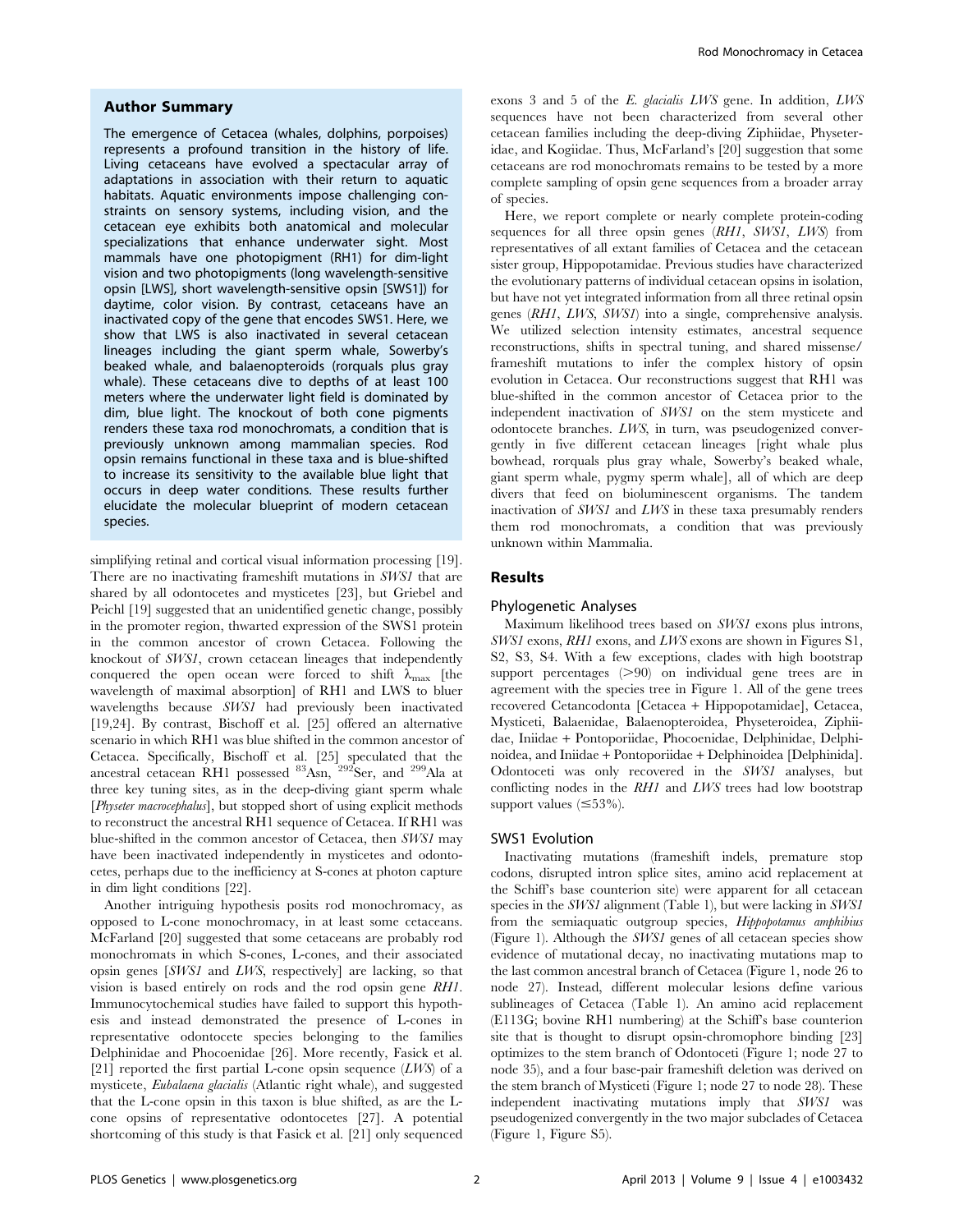## Author Summary

The emergence of Cetacea (whales, dolphins, porpoises) represents a profound transition in the history of life. Living cetaceans have evolved a spectacular array of adaptations in association with their return to aquatic habitats. Aquatic environments impose challenging constraints on sensory systems, including vision, and the cetacean eye exhibits both anatomical and molecular specializations that enhance underwater sight. Most mammals have one photopigment (RH1) for dim-light vision and two photopigments (long wavelength-sensitive opsin [LWS], short wavelength-sensitive opsin [SWS1]) for daytime, color vision. By contrast, cetaceans have an inactivated copy of the gene that encodes SWS1. Here, we show that LWS is also inactivated in several cetacean lineages including the giant sperm whale, Sowerby's beaked whale, and balaenopteroids (rorquals plus gray whale). These cetaceans dive to depths of at least 100 meters where the underwater light field is dominated by dim, blue light. The knockout of both cone pigments renders these taxa rod monochromats, a condition that is previously unknown among mammalian species. Rod opsin remains functional in these taxa and is blue-shifted to increase its sensitivity to the available blue light that occurs in deep water conditions. These results further elucidate the molecular blueprint of modern cetacean species.

simplifying retinal and cortical visual information processing [19]. There are no inactivating frameshift mutations in *SWS1* that are shared by all odontocetes and mysticetes [23], but Griebel and Peichl [19] suggested that an unidentified genetic change, possibly in the promoter region, thwarted expression of the SWS1 protein in the common ancestor of crown Cetacea. Following the knockout of *SWS1*, crown cetacean lineages that independently conquered the open ocean were forced to shift $\lambda_{max}$ [the wavelength of maximal absorption] of RH1 and LWS to bluer wavelengths because *SWS1* had previously been inactivated [19,24]. By contrast, Bischoff et al. [25] offered an alternative scenario in which RH1 was blue shifted in the common ancestor of Cetacea. Specifically, Bischoff et al. [25] speculated that the ancestral cetacean RH1 possessed $^{83}$Asn, $^{292}$Ser, and $^{299}$Ala at three key tuning sites, as in the deep-diving giant sperm whale [*Physeter macrocephalus*], but stopped short of using explicit methods to reconstruct the ancestral RH1 sequence of Cetacea. If RH1 was blue-shifted in the common ancestor of Cetacea, then *SWS1* may have been inactivated independently in mysticetes and odontocetes, perhaps due to the inefficiency at S-cones at photon capture in dim light conditions [22].

Another intriguing hypothesis posits rod monochromacy, as opposed to L-cone monochromacy, in at least some cetaceans. McFarland [20] suggested that some cetaceans are probably rod monochromats in which S-cones, L-cones, and their associated opsin genes [*SWS1* and *LWS*, respectively] are lacking, so that vision is based entirely on rods and the rod opsin gene *RH1*. Immunocytochemical studies have failed to support this hypothesis and instead demonstrated the presence of L-cones in representative odontocete species belonging to the families Delphinidae and Phocoenidae [26]. More recently, Fasick et al. [21] reported the first partial L-cone opsin sequence (*LWS*) of a mysticete, *Eubalaena glacialis* (Atlantic right whale), and suggested that the L-cone opsin in this taxon is blue shifted, as are the L-cone opsins of representative odontocetes [27]. A potential shortcoming of this study is that Fasick et al. [21] only sequenced exons 3 and 5 of the *E. glacialis LWS* gene. In addition, *LWS* sequences have not been characterized from several other cetacean families including the deep-diving Ziphiidae, Physeteridae, and Kogiidae. Thus, McFarland's [20] suggestion that some cetaceans are rod monochromats remains to be tested by a more complete sampling of opsin gene sequences from a broader array of species.

Here, we report complete or nearly complete protein-coding sequences for all three opsin genes (*RH1*, *SWS1*, *LWS*) from representatives of all extant families of Cetacea and the cetacean sister group, Hippopotamidae. Previous studies have characterized the evolutionary patterns of individual cetacean opsins in isolation, but have not yet integrated information from all three retinal opsin genes (*RH1*, *LWS*, *SWS1*) into a single, comprehensive analysis. We utilized selection intensity estimates, ancestral sequence reconstructions, shifts in spectral tuning, and shared missense/frameshift mutations to infer the complex history of opsin evolution in Cetacea. Our reconstructions suggest that RH1 was blue-shifted in the common ancestor of Cetacea prior to the independent inactivation of *SWS1* on the stem mysticete and odontocete branches. *LWS*, in turn, was pseudogenized convergently in five different cetacean lineages [right whale plus bowhead, rorquals plus gray whale, Sowerby's beaked whale, giant sperm whale, pygmy sperm whale], all of which are deep divers that feed on bioluminescent organisms. The tandem inactivation of *SWS1* and *LWS* in these taxa presumably renders them rod monochromats, a condition that was previously unknown within Mammalia.

## Results

### Phylogenetic Analyses

Maximum likelihood trees based on *SWS1* exons plus introns, *SWS1* exons, *RH1* exons, and *LWS* exons are shown in Figures S1, S2, S3, S4. With a few exceptions, clades with high bootstrap support percentages (>90) on individual gene trees are in agreement with the species tree in Figure 1. All of the gene trees recovered Cetancodonta [Cetacea + Hippopotamidae], Cetacea, Mysticeti, Balaenidae, Balaenopteroidea, Physeteroidea, Ziphiidae, Iniidae + Pontoporiidae, Phocoenidae, Delphinidae, Delphinoidea, and Iniidae + Pontoporiidae + Delphinoidea [Delphinida]. Odontoceti was only recovered in the *SWS1* analyses, but conflicting nodes in the *RH1* and *LWS* trees had low bootstrap support values (≤53%).

### SWS1 Evolution

Inactivating mutations (frameshift indels, premature stop codons, disrupted intron splice sites, amino acid replacement at the Schiff's base counterion site) were apparent for all cetacean species in the *SWS1* alignment (Table 1), but were lacking in *SWS1* from the semiaquatic outgroup species, *Hippopotamus amphibius* (Figure 1). Although the *SWS1* genes of all cetacean species show evidence of mutational decay, no inactivating mutations map to the last common ancestral branch of Cetacea (Figure 1, node 26 to node 27). Instead, different molecular lesions define various sublineages of Cetacea (Table 1). An amino acid replacement (E113G; bovine RH1 numbering) at the Schiff's base counterion site that is thought to disrupt opsin-chromophore binding [23] optimizes to the stem branch of Odontoceti (Figure 1; node 27 to node 35), and a four base-pair frameshift deletion was derived on the stem branch of Mysticeti (Figure 1; node 27 to node 28). These independent inactivating mutations imply that *SWS1* was pseudogenized convergently in the two major subclades of Cetacea (Figure 1, Figure S5).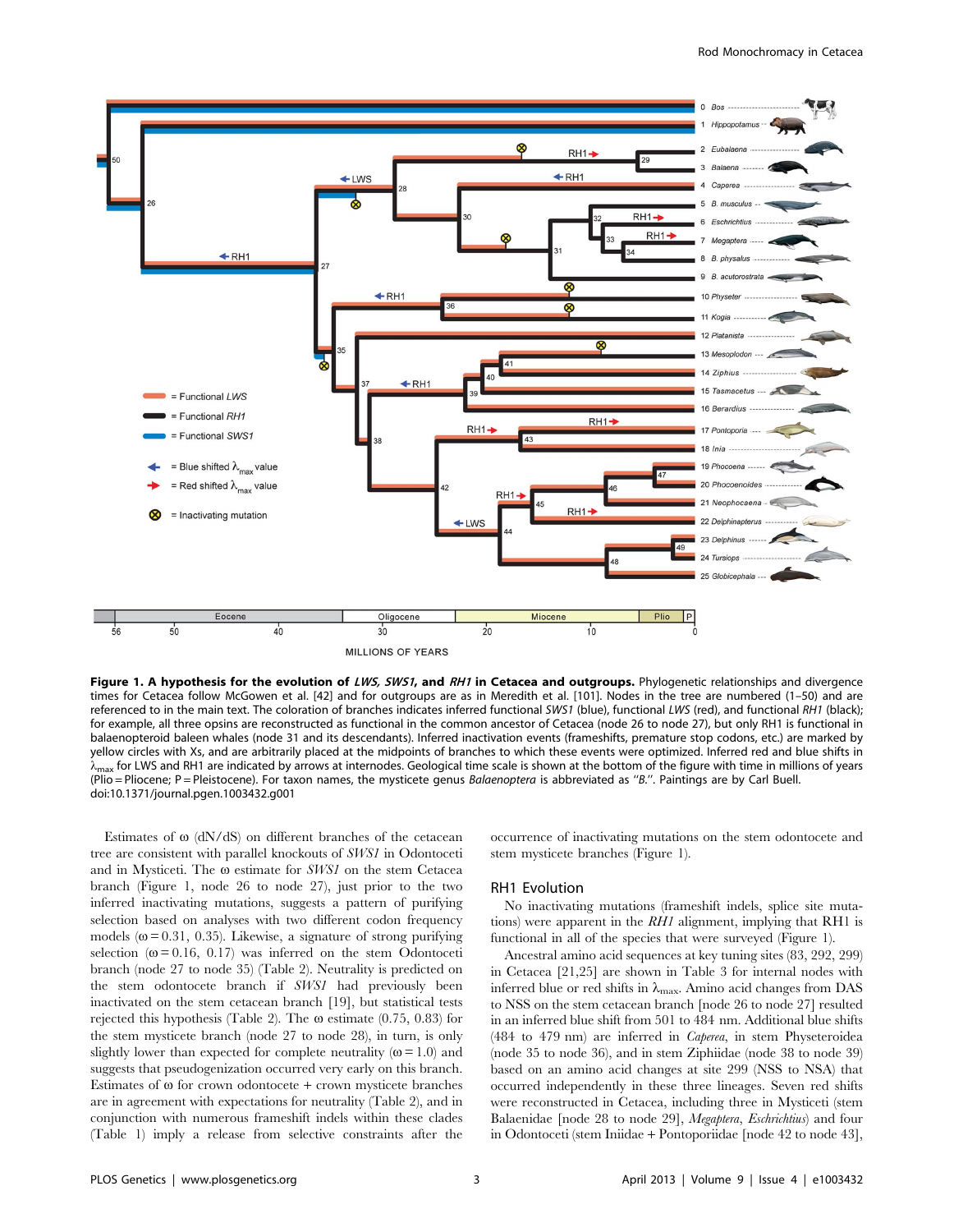**Figure 1. A hypothesis for the evolution of *LWS*, *SWS1*, and *RH1* in Cetacea and outgroups.** Phylogenetic relationships and divergence times for Cetacea follow McGowen et al. [42] and for outgroups are as in Meredith et al. [101]. Nodes in the tree are numbered (1–50) and are referenced to in the main text. The coloration of branches indicates inferred functional *SWS1* (blue), functional *LWS* (red), and functional *RH1* (black); for example, all three opsins are reconstructed as functional in the common ancestor of Cetacea (node 26 to node 27), but only RH1 is functional in balaenopteroid baleen whales (node 31 and its descendants). Inferred inactivation events (frameshifts, premature stop codons, etc.) are marked by yellow circles with Xs, and are arbitrarily placed at the midpoints of branches to which these events were optimized. Inferred red and blue shifts in $\lambda_{max}$ for LWS and RH1 are indicated by arrows at internodes. Geological time scale is shown at the bottom of the figure with time in millions of years (Plio = Pliocene; P = Pleistocene). For taxon names, the mysticete genus *Balaenoptera* is abbreviated as "*B.*". Paintings are by Carl Buell.
doi:10.1371/journal.pgen.1003432.g001

Estimates of ω (dN/dS) on different branches of the cetacean tree are consistent with parallel knockouts of *SWS1* in Odontoceti and in Mysticeti. The ω estimate for *SWS1* on the stem Cetacea branch (Figure 1, node 26 to node 27), just prior to the two inferred inactivating mutations, suggests a pattern of purifying selection based on analyses with two different codon frequency models (ω = 0.31, 0.35). Likewise, a signature of strong purifying selection (ω = 0.16, 0.17) was inferred on the stem Odontoceti branch (node 27 to node 35) (Table 2). Neutrality is predicted on the stem odontocete branch if *SWS1* had previously been inactivated on the stem cetacean branch [19], but statistical tests rejected this hypothesis (Table 2). The ω estimate (0.75, 0.83) for the stem mysticete branch (node 27 to node 28), in turn, is only slightly lower than expected for complete neutrality (ω = 1.0) and suggests that pseudogenization occurred very early on this branch. Estimates of ω for crown odontocete + crown mysticete branches are in agreement with expectations for neutrality (Table 2), and in conjunction with numerous frameshift indels within these clades (Table 1) imply a release from selective constraints after the occurrence of inactivating mutations on the stem odontocete and stem mysticete branches (Figure 1).

## RH1 Evolution

No inactivating mutations (frameshift indels, splice site mutations) were apparent in the *RH1* alignment, implying that RH1 is functional in all of the species that were surveyed (Figure 1).

Ancestral amino acid sequences at key tuning sites (83, 292, 299) in Cetacea [21,25] are shown in Table 3 for internal nodes with inferred blue or red shifts in $\lambda_{max}$. Amino acid changes from DAS to NSS on the stem cetacean branch [node 26 to node 27] resulted in an inferred blue shift from 501 to 484 nm. Additional blue shifts (484 to 479 nm) are inferred in *Caperea*, in stem Physeteroidea (node 35 to node 36), and in stem Ziphiidae (node 38 to node 39) based on an amino acid changes at site 299 (NSS to NSA) that occurred independently in these three lineages. Seven red shifts were reconstructed in Cetacea, including three in Mysticeti (stem Balaenidae [node 28 to node 29], *Megaptera*, *Eschrichtius*) and four in Odontoceti (stem Iniidae + Pontoporiidae [node 42 to node 43],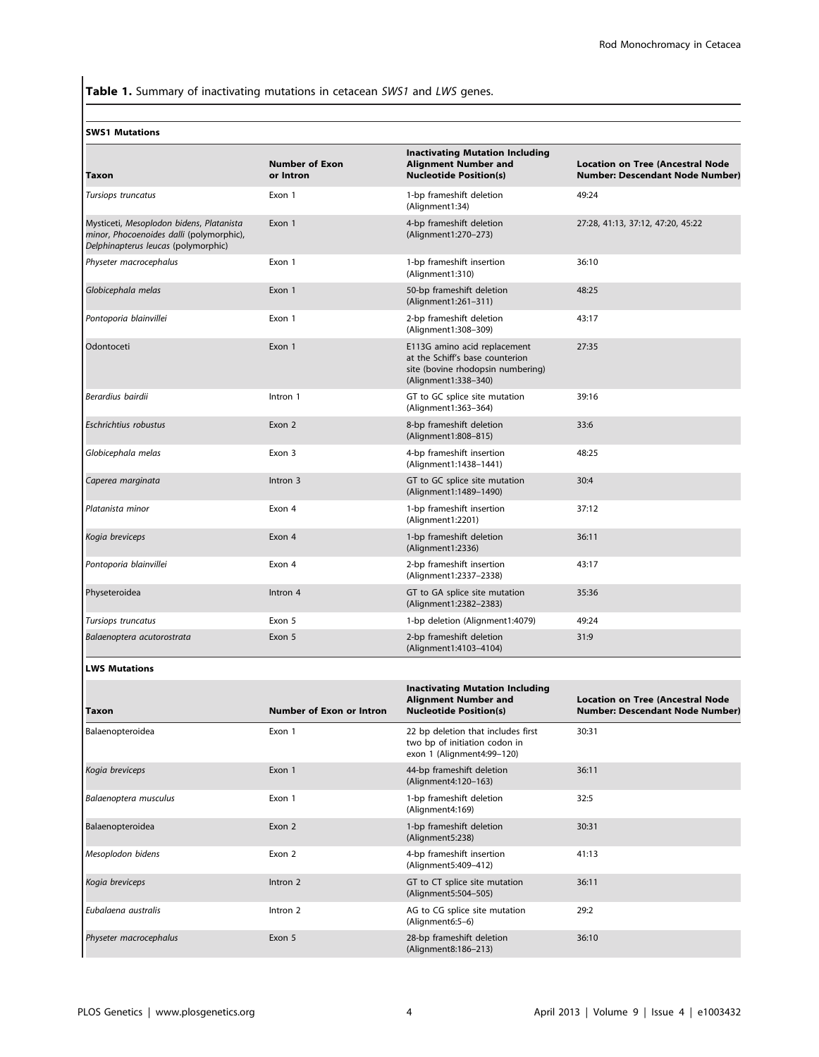**Table 1.** Summary of inactivating mutations in cetacean *SWS1* and *LWS* genes.

**SWS1 Mutations**

| Taxon | Number of Exon or Intron | Inactivating Mutation Including Alignment Number and Nucleotide Position(s) | Location on Tree (Ancestral Node Number: Descendant Node Number) |
|---|---|---|---|
| *Tursiops truncatus* | Exon 1 | 1-bp frameshift deletion (Alignment1:34) | 49:24 |
| Mysticeti, *Mesoplodon bidens*, *Platanista minor*, *Phocoenoides dalli* (polymorphic), *Delphinapterus leucas* (polymorphic) | Exon 1 | 4-bp frameshift deletion (Alignment1:270–273) | 27:28, 41:13, 37:12, 47:20, 45:22 |
| *Physeter macrocephalus* | Exon 1 | 1-bp frameshift insertion (Alignment1:310) | 36:10 |
| *Globicephala melas* | Exon 1 | 50-bp frameshift deletion (Alignment1:261–311) | 48:25 |
| *Pontoporia blainvillei* | Exon 1 | 2-bp frameshift deletion (Alignment1:308–309) | 43:17 |
| Odontoceti | Exon 1 | E113G amino acid replacement at the Schiff's base counterion site (bovine rhodopsin numbering) (Alignment1:338–340) | 27:35 |
| *Berardius bairdii* | Intron 1 | GT to GC splice site mutation (Alignment1:363–364) | 39:16 |
| *Eschrichtius robustus* | Exon 2 | 8-bp frameshift deletion (Alignment1:808–815) | 33:6 |
| *Globicephala melas* | Exon 3 | 4-bp frameshift insertion (Alignment1:1438–1441) | 48:25 |
| *Caperea marginata* | Intron 3 | GT to GC splice site mutation (Alignment1:1489–1490) | 30:4 |
| *Platanista minor* | Exon 4 | 1-bp frameshift insertion (Alignment1:2201) | 37:12 |
| *Kogia breviceps* | Exon 4 | 1-bp frameshift deletion (Alignment1:2336) | 36:11 |
| *Pontoporia blainvillei* | Exon 4 | 2-bp frameshift insertion (Alignment1:2337–2338) | 43:17 |
| Physeteroidea | Intron 4 | GT to GA splice site mutation (Alignment1:2382–2383) | 35:36 |
| *Tursiops truncatus* | Exon 5 | 1-bp deletion (Alignment1:4079) | 49:24 |
| *Balaenoptera acutorostrata* | Exon 5 | 2-bp frameshift deletion (Alignment1:4103–4104) | 31:9 |

**LWS Mutations**

| Taxon | Number of Exon or Intron | Inactivating Mutation Including Alignment Number and Nucleotide Position(s) | Location on Tree (Ancestral Node Number: Descendant Node Number) |
|---|---|---|---|
| Balaenopteroidea | Exon 1 | 22 bp deletion that includes first two bp of initiation codon in exon 1 (Alignment4:99–120) | 30:31 |
| *Kogia breviceps* | Exon 1 | 44-bp frameshift deletion (Alignment4:120–163) | 36:11 |
| *Balaenoptera musculus* | Exon 1 | 1-bp frameshift deletion (Alignment4:169) | 32:5 |
| Balaenopteroidea | Exon 2 | 1-bp frameshift deletion (Alignment5:238) | 30:31 |
| *Mesoplodon bidens* | Exon 2 | 4-bp frameshift insertion (Alignment5:409–412) | 41:13 |
| *Kogia breviceps* | Intron 2 | GT to CT splice site mutation (Alignment5:504–505) | 36:11 |
| *Eubalaena australis* | Intron 2 | AG to CG splice site mutation (Alignment6:5–6) | 29:2 |
| *Physeter macrocephalus* | Exon 5 | 28-bp frameshift deletion (Alignment8:186–213) | 36:10 |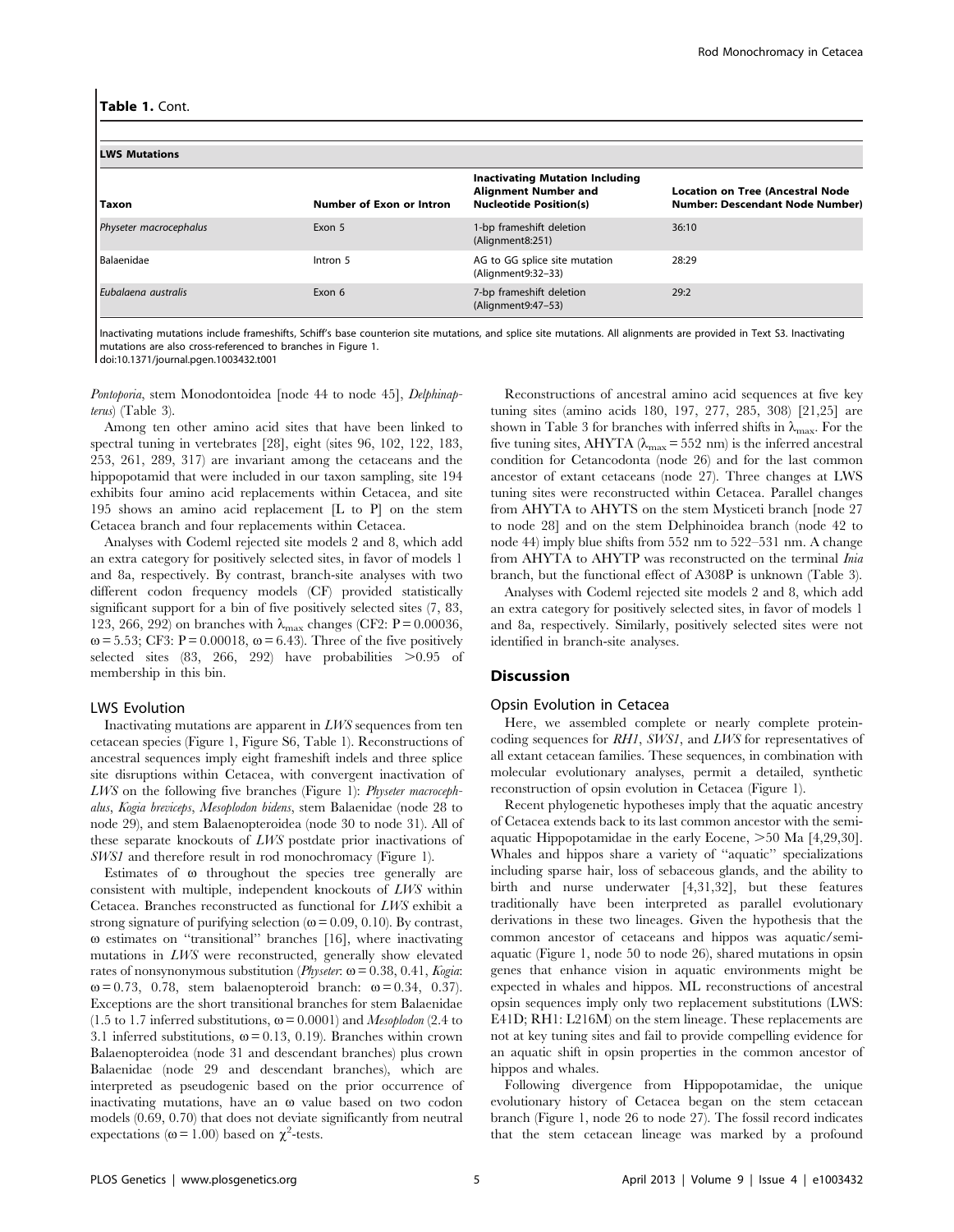**Table 1.** Cont.

| **LWS Mutations** | | | |
|---|---|---|---|
| **Taxon** | **Number of Exon or Intron** | **Inactivating Mutation Including Alignment Number and Nucleotide Position(s)** | **Location on Tree (Ancestral Node Number: Descendant Node Number)** |
| *Physeter macrocephalus* | Exon 5 | 1-bp frameshift deletion (Alignment8:251) | 36:10 |
| Balaenidae | Intron 5 | AG to GG splice site mutation (Alignment9:32–33) | 28:29 |
| *Eubalaena australis* | Exon 6 | 7-bp frameshift deletion (Alignment9:47–53) | 29:2 |

Inactivating mutations include frameshifts, Schiff's base counterion site mutations, and splice site mutations. All alignments are provided in Text S3. Inactivating mutations are also cross-referenced to branches in Figure 1.
doi:10.1371/journal.pgen.1003432.t001

*Pontoporia*, stem Monodontoidea [node 44 to node 45], *Delphinapterus*) (Table 3).

Among ten other amino acid sites that have been linked to spectral tuning in vertebrates [28], eight (sites 96, 102, 122, 183, 253, 261, 289, 317) are invariant among the cetaceans and the hippopotamid that were included in our taxon sampling, site 194 exhibits four amino acid replacements within Cetacea, and site 195 shows an amino acid replacement [L to P] on the stem Cetacea branch and four replacements within Cetacea.

Analyses with Codeml rejected site models 2 and 8, which add an extra category for positively selected sites, in favor of models 1 and 8a, respectively. By contrast, branch-site analyses with two different codon frequency models (CF) provided statistically significant support for a bin of five positively selected sites (7, 83, 123, 266, 292) on branches with $\lambda_{max}$ changes (CF2: $P = 0.00036$, $\omega = 5.53$; CF3: $P = 0.00018$, $\omega = 6.43$). Three of the five positively selected sites (83, 266, 292) have probabilities $>0.95$ of membership in this bin.

### LWS Evolution

Inactivating mutations are apparent in *LWS* sequences from ten cetacean species (Figure 1, Figure S6, Table 1). Reconstructions of ancestral sequences imply eight frameshift indels and three splice site disruptions within Cetacea, with convergent inactivation of *LWS* on the following five branches (Figure 1): *Physeter macrocephalus*, *Kogia breviceps*, *Mesoplodon bidens*, stem Balaenidae (node 28 to node 29), and stem Balaenopteroidea (node 30 to node 31). All of these separate knockouts of *LWS* postdate prior inactivations of *SWS1* and therefore result in rod monochromacy (Figure 1).

Estimates of ω throughout the species tree generally are consistent with multiple, independent knockouts of *LWS* within Cetacea. Branches reconstructed as functional for *LWS* exhibit a strong signature of purifying selection ($\omega = 0.09, 0.10$). By contrast, ω estimates on "transitional" branches [16], where inactivating mutations in *LWS* were reconstructed, generally show elevated rates of nonsynonymous substitution (*Physeter*: $\omega = 0.38, 0.41$, *Kogia*: $\omega = 0.73, 0.78$, stem balaenopteroid branch: $\omega = 0.34, 0.37$). Exceptions are the short transitional branches for stem Balaenidae (1.5 to 1.7 inferred substitutions, $\omega = 0.0001$) and *Mesoplodon* (2.4 to 3.1 inferred substitutions, $\omega = 0.13, 0.19$). Branches within crown Balaenopteroidea (node 31 and descendant branches) plus crown Balaenidae (node 29 and descendant branches), which are interpreted as pseudogenic based on the prior occurrence of inactivating mutations, have an ω value based on two codon models (0.69, 0.70) that does not deviate significantly from neutral expectations ($\omega = 1.00$) based on $\chi^2$-tests.

Reconstructions of ancestral amino acid sequences at five key tuning sites (amino acids 180, 197, 277, 285, 308) [21,25] are shown in Table 3 for branches with inferred shifts in $\lambda_{max}$. For the five tuning sites, AHYTA ($\lambda_{max} = 552$ nm) is the inferred ancestral condition for Cetancodonta (node 26) and for the last common ancestor of extant cetaceans (node 27). Three changes at LWS tuning sites were reconstructed within Cetacea. Parallel changes from AHYTA to AHYTS on the stem Mysticeti branch [node 27 to node 28] and on the stem Delphinoidea branch (node 42 to node 44) imply blue shifts from 552 nm to 522–531 nm. A change from AHYTA to AHYTP was reconstructed on the terminal *Inia* branch, but the functional effect of A308P is unknown (Table 3).

Analyses with Codeml rejected site models 2 and 8, which add an extra category for positively selected sites, in favor of models 1 and 8a, respectively. Similarly, positively selected sites were not identified in branch-site analyses.

## Discussion

### Opsin Evolution in Cetacea

Here, we assembled complete or nearly complete protein-coding sequences for *RH1*, *SWS1*, and *LWS* for representatives of all extant cetacean families. These sequences, in combination with molecular evolutionary analyses, permit a detailed, synthetic reconstruction of opsin evolution in Cetacea (Figure 1).

Recent phylogenetic hypotheses imply that the aquatic ancestry of Cetacea extends back to its last common ancestor with the semi-aquatic Hippopotamidae in the early Eocene, $>50$ Ma [4,29,30]. Whales and hippos share a variety of "aquatic" specializations including sparse hair, loss of sebaceous glands, and the ability to birth and nurse underwater [4,31,32], but these features traditionally have been interpreted as parallel evolutionary derivations in these two lineages. Given the hypothesis that the common ancestor of cetaceans and hippos was aquatic/semi-aquatic (Figure 1, node 50 to node 26), shared mutations in opsin genes that enhance vision in aquatic environments might be expected in whales and hippos. ML reconstructions of ancestral opsin sequences imply only two replacement substitutions (LWS: E41D; RH1: L216M) on the stem lineage. These replacements are not at key tuning sites and fail to provide compelling evidence for an aquatic shift in opsin properties in the common ancestor of hippos and whales.

Following divergence from Hippopotamidae, the unique evolutionary history of Cetacea began on the stem cetacean branch (Figure 1, node 26 to node 27). The fossil record indicates that the stem cetacean lineage was marked by a profound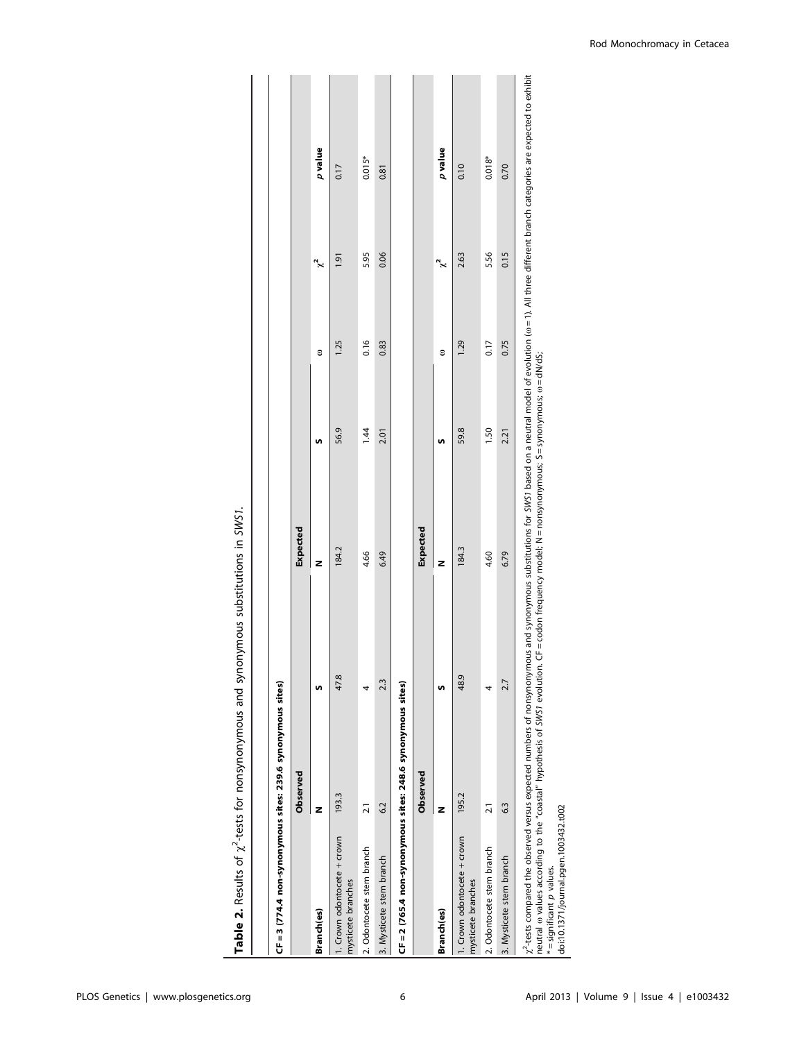**Table 2.** Results of $\chi^2$-tests for nonsynonymous and synonymous substitutions in *SWS1*.

| CF = 3 (774.4 non-synonymous sites: 239.6 synonymous sites) | | | | | | | |
|---|---|---|---|---|---|---|---|
| | **Observed** | | **Expected** | | | | |
| **Branch(es)** | **N** | **S** | **N** | **S** | **ω** | $\chi^2$ | ***p* value** |
| 1. Crown odontocete + crown mysticete branches | 193.3 | 47.8 | 184.2 | 56.9 | 1.25 | 1.91 | 0.17 |
| 2. Odontocete stem branch | 2.1 | 4 | 4.66 | 1.44 | 0.16 | 5.95 | 0.015* |
| 3. Mysticete stem branch | 6.2 | 2.3 | 6.49 | 2.01 | 0.83 | 0.06 | 0.81 |

| CF = 2 (765.4 non-synonymous sites: 248.6 synonymous sites) | | | | | | | |
|---|---|---|---|---|---|---|---|
| | **Observed** | | **Expected** | | | | |
| **Branch(es)** | **N** | **S** | **N** | **S** | **ω** | $\chi^2$ | ***p* value** |
| 1. Crown odontocete + crown mysticete branches | 195.2 | 48.9 | 184.3 | 59.8 | 1.29 | 2.63 | 0.10 |
| 2. Odontocete stem branch | 2.1 | 4 | 4.60 | 1.50 | 0.17 | 5.56 | 0.018* |
| 3. Mysticete stem branch | 6.3 | 2.7 | 6.79 | 2.21 | 0.75 | 0.15 | 0.70 |

$\chi^2$-tests compared the observed versus expected numbers of nonsynonymous and synonymous substitutions for *SWS1* based on a neutral model of evolution (ω = 1). All three different branch categories are expected to exhibit neutral ω values according to the "coastal" hypothesis of *SWS1* evolution. CF = codon frequency model; N = nonsynonymous; S = synonymous; ω = dN/dS;

* = significant *p* values.

doi:10.1371/journal.pgen.1003432.t002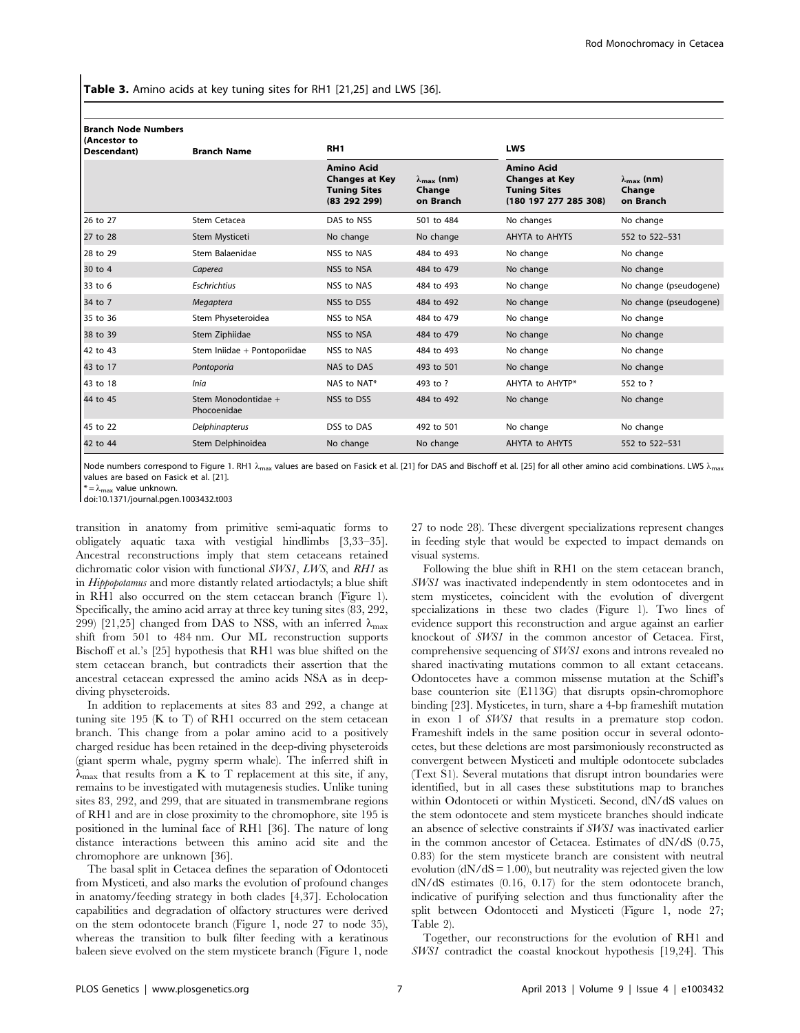**Table 3.** Amino acids at key tuning sites for RH1 [21,25] and LWS [36].

| Branch Node Numbers (Ancestor to Descendant) | Branch Name | RH1 | | LWS | |
|---|---|---|---|---|---|
| | | Amino Acid Changes at Key Tuning Sites (83 292 299) | $\lambda_{max}$ (nm) Change on Branch | Amino Acid Changes at Key Tuning Sites (180 197 277 285 308) | $\lambda_{max}$ (nm) Change on Branch |
| 26 to 27 | Stem Cetacea | DAS to NSS | 501 to 484 | No changes | No change |
| 27 to 28 | Stem Mysticeti | No change | No change | AHYTA to AHYTS | 552 to 522–531 |
| 28 to 29 | Stem Balaenidae | NSS to NAS | 484 to 493 | No change | No change |
| 30 to 4 | *Caperea* | NSS to NSA | 484 to 479 | No change | No change |
| 33 to 6 | *Eschrichtius* | NSS to NAS | 484 to 493 | No change | No change (pseudogene) |
| 34 to 7 | *Megaptera* | NSS to DSS | 484 to 492 | No change | No change (pseudogene) |
| 35 to 36 | Stem Physeteroidea | NSS to NSA | 484 to 479 | No change | No change |
| 38 to 39 | Stem Ziphiidae | NSS to NSA | 484 to 479 | No change | No change |
| 42 to 43 | Stem Iniidae + Pontoporiidae | NSS to NAS | 484 to 493 | No change | No change |
| 43 to 17 | *Pontoporia* | NAS to DAS | 493 to 501 | No change | No change |
| 43 to 18 | *Inia* | NAS to NAT* | 493 to ? | AHYTA to AHYTP* | 552 to ? |
| 44 to 45 | Stem Monodontidae + Phocoenidae | NSS to DSS | 484 to 492 | No change | No change |
| 45 to 22 | *Delphinapterus* | DSS to DAS | 492 to 501 | No change | No change |
| 42 to 44 | Stem Delphinoidea | No change | No change | AHYTA to AHYTS | 552 to 522–531 |

Node numbers correspond to Figure 1. RH1 $\lambda_{max}$ values are based on Fasick et al. [21] for DAS and Bischoff et al. [25] for all other amino acid combinations. LWS $\lambda_{max}$ values are based on Fasick et al. [21].

* = $\lambda_{max}$ value unknown.

doi:10.1371/journal.pgen.1003432.t003

transition in anatomy from primitive semi-aquatic forms to obligately aquatic taxa with vestigial hindlimbs [3,33–35]. Ancestral reconstructions imply that stem cetaceans retained dichromatic color vision with functional *SWS1*, *LWS*, and *RH1* as in *Hippopotamus* and more distantly related artiodactyls; a blue shift in RH1 also occurred on the stem cetacean branch (Figure 1). Specifically, the amino acid array at three key tuning sites (83, 292, 299) [21,25] changed from DAS to NSS, with an inferred $\lambda_{max}$ shift from 501 to 484 nm. Our ML reconstruction supports Bischoff et al.'s [25] hypothesis that RH1 was blue shifted on the stem cetacean branch, but contradicts their assertion that the ancestral cetacean expressed the amino acids NSA as in deep-diving physeteroids.

In addition to replacements at sites 83 and 292, a change at tuning site 195 (K to T) of RH1 occurred on the stem cetacean branch. This change from a polar amino acid to a positively charged residue has been retained in the deep-diving physeteroids (giant sperm whale, pygmy sperm whale). The inferred shift in $\lambda_{max}$ that results from a K to T replacement at this site, if any, remains to be investigated with mutagenesis studies. Unlike tuning sites 83, 292, and 299, that are situated in transmembrane regions of RH1 and are in close proximity to the chromophore, site 195 is positioned in the luminal face of RH1 [36]. The nature of long distance interactions between this amino acid site and the chromophore are unknown [36].

The basal split in Cetacea defines the separation of Odontoceti from Mysticeti, and also marks the evolution of profound changes in anatomy/feeding strategy in both clades [4,37]. Echolocation capabilities and degradation of olfactory structures were derived on the stem odontocete branch (Figure 1, node 27 to node 35), whereas the transition to bulk filter feeding with a keratinous baleen sieve evolved on the stem mysticete branch (Figure 1, node 27 to node 28). These divergent specializations represent changes in feeding style that would be expected to impact demands on visual systems.

Following the blue shift in RH1 on the stem cetacean branch, *SWS1* was inactivated independently in stem odontocetes and in stem mysticetes, coincident with the evolution of divergent specializations in these two clades (Figure 1). Two lines of evidence support this reconstruction and argue against an earlier knockout of *SWS1* in the common ancestor of Cetacea. First, comprehensive sequencing of *SWS1* exons and introns revealed no shared inactivating mutations common to all extant cetaceans. Odontocetes have a common missense mutation at the Schiff's base counterion site (E113G) that disrupts opsin-chromophore binding [23]. Mysticetes, in turn, share a 4-bp frameshift mutation in exon 1 of *SWS1* that results in a premature stop codon. Frameshift indels in the same position occur in several odontocetes, but these deletions are most parsimoniously reconstructed as convergent between Mysticeti and multiple odontocete subclades (Text S1). Several mutations that disrupt intron boundaries were identified, but in all cases these substitutions map to branches within Odontoceti or within Mysticeti. Second, dN/dS values on the stem odontocete and stem mysticete branches should indicate an absence of selective constraints if *SWS1* was inactivated earlier in the common ancestor of Cetacea. Estimates of dN/dS (0.75, 0.83) for the stem mysticete branch are consistent with neutral evolution (dN/dS = 1.00), but neutrality was rejected given the low dN/dS estimates (0.16, 0.17) for the stem odontocete branch, indicative of purifying selection and thus functionality after the split between Odontoceti and Mysticeti (Figure 1, node 27; Table 2).

Together, our reconstructions for the evolution of RH1 and *SWS1* contradict the coastal knockout hypothesis [19,24]. This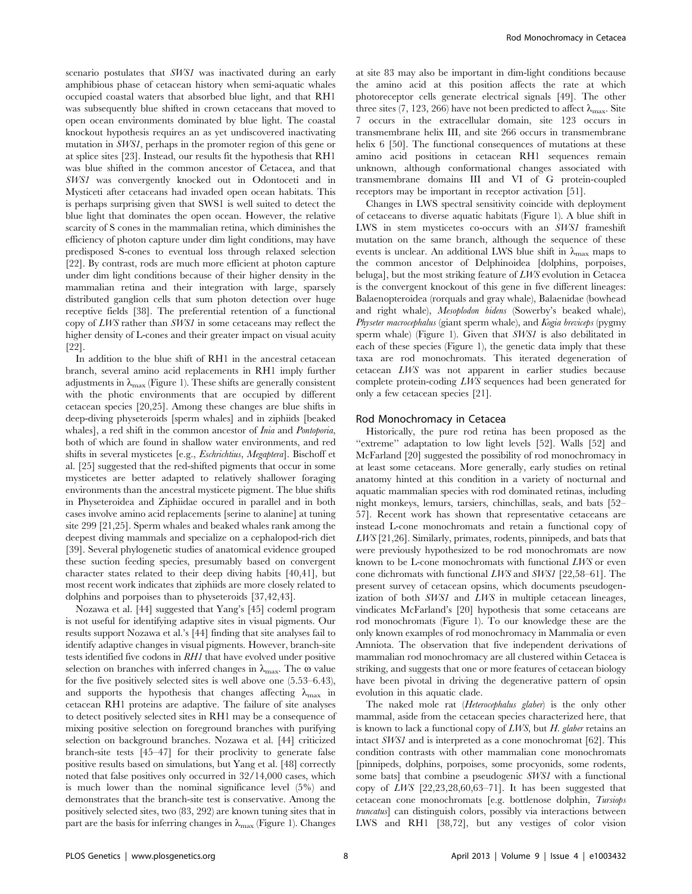scenario postulates that *SWS1* was inactivated during an early amphibious phase of cetacean history when semi-aquatic whales occupied coastal waters that absorbed blue light, and that RH1 was subsequently blue shifted in crown cetaceans that moved to open ocean environments dominated by blue light. The coastal knockout hypothesis requires an as yet undiscovered inactivating mutation in *SWS1*, perhaps in the promoter region of this gene or at splice sites [23]. Instead, our results fit the hypothesis that RH1 was blue shifted in the common ancestor of Cetacea, and that *SWS1* was convergently knocked out in Odontoceti and in Mysticeti after cetaceans had invaded open ocean habitats. This is perhaps surprising given that SWS1 is well suited to detect the blue light that dominates the open ocean. However, the relative scarcity of S cones in the mammalian retina, which diminishes the efficiency of photon capture under dim light conditions, may have predisposed S-cones to eventual loss through relaxed selection [22]. By contrast, rods are much more efficient at photon capture under dim light conditions because of their higher density in the mammalian retina and their integration with large, sparsely distributed ganglion cells that sum photon detection over huge receptive fields [38]. The preferential retention of a functional copy of *LWS* rather than *SWS1* in some cetaceans may reflect the higher density of L-cones and their greater impact on visual acuity [22].

In addition to the blue shift of RH1 in the ancestral cetacean branch, several amino acid replacements in RH1 imply further adjustments in $\lambda_{max}$ (Figure 1). These shifts are generally consistent with the photic environments that are occupied by different cetacean species [20,25]. Among these changes are blue shifts in deep-diving physeteroids [sperm whales] and in ziphiids [beaked whales], a red shift in the common ancestor of *Inia* and *Pontoporia*, both of which are found in shallow water environments, and red shifts in several mysticetes [e.g., *Eschrichtius*, *Megaptera*]. Bischoff et al. [25] suggested that the red-shifted pigments that occur in some mysticetes are better adapted to relatively shallower foraging environments than the ancestral mysticete pigment. The blue shifts in Physeteroidea and Ziphiidae occured in parallel and in both cases involve amino acid replacements [serine to alanine] at tuning site 299 [21,25]. Sperm whales and beaked whales rank among the deepest diving mammals and specialize on a cephalopod-rich diet [39]. Several phylogenetic studies of anatomical evidence grouped these suction feeding species, presumably based on convergent character states related to their deep diving habits [40,41], but most recent work indicates that ziphiids are more closely related to dolphins and porpoises than to physeteroids [37,42,43].

Nozawa et al. [44] suggested that Yang's [45] codeml program is not useful for identifying adaptive sites in visual pigments. Our results support Nozawa et al.'s [44] finding that site analyses fail to identify adaptive changes in visual pigments. However, branch-site tests identified five codons in *RH1* that have evolved under positive selection on branches with inferred changes in $\lambda_{max}$. The $\omega$ value for the five positively selected sites is well above one (5.53–6.43), and supports the hypothesis that changes affecting $\lambda_{max}$ in cetacean RH1 proteins are adaptive. The failure of site analyses to detect positively selected sites in RH1 may be a consequence of mixing positive selection on foreground branches with purifying selection on background branches. Nozawa et al. [44] criticized branch-site tests [45–47] for their proclivity to generate false positive results based on simulations, but Yang et al. [48] correctly noted that false positives only occurred in 32/14,000 cases, which is much lower than the nominal significance level (5%) and demonstrates that the branch-site test is conservative. Among the positively selected sites, two (83, 292) are known tuning sites that in part are the basis for inferring changes in $\lambda_{max}$ (Figure 1). Changes at site 83 may also be important in dim-light conditions because the amino acid at this position affects the rate at which photoreceptor cells generate electrical signals [49]. The other three sites (7, 123, 266) have not been predicted to affect $\lambda_{max}$. Site 7 occurs in the extracellular domain, site 123 occurs in transmembrane helix III, and site 266 occurs in transmembrane helix 6 [50]. The functional consequences of mutations at these amino acid positions in cetacean RH1 sequences remain unknown, although conformational changes associated with transmembrane domains III and VI of G protein-coupled receptors may be important in receptor activation [51].

Changes in LWS spectral sensitivity coincide with deployment of cetaceans to diverse aquatic habitats (Figure 1). A blue shift in LWS in stem mysticetes co-occurs with an *SWS1* frameshift mutation on the same branch, although the sequence of these events is unclear. An additional LWS blue shift in $\lambda_{max}$ maps to the common ancestor of Delphinoidea [dolphins, porpoises, beluga], but the most striking feature of *LWS* evolution in Cetacea is the convergent knockout of this gene in five different lineages: Balaenopteroidea (rorquals and gray whale), Balaenidae (bowhead and right whale), *Mesoplodon bidens* (Sowerby's beaked whale), *Physeter macrocephalus* (giant sperm whale), and *Kogia breviceps* (pygmy sperm whale) (Figure 1). Given that *SWS1* is also debilitated in each of these species (Figure 1), the genetic data imply that these taxa are rod monochromats. This iterated degeneration of cetacean *LWS* was not apparent in earlier studies because complete protein-coding *LWS* sequences had been generated for only a few cetacean species [21].

## Rod Monochromacy in Cetacea

Historically, the pure rod retina has been proposed as the "extreme" adaptation to low light levels [52]. Walls [52] and McFarland [20] suggested the possibility of rod monochromacy in at least some cetaceans. More generally, early studies on retinal anatomy hinted at this condition in a variety of nocturnal and aquatic mammalian species with rod dominated retinas, including night monkeys, lemurs, tarsiers, chinchillas, seals, and bats [52–57]. Recent work has shown that representative cetaceans are instead L-cone monochromats and retain a functional copy of *LWS* [21,26]. Similarly, primates, rodents, pinnipeds, and bats that were previously hypothesized to be rod monochromats are now known to be L-cone monochromats with functional *LWS* or even cone dichromats with functional *LWS* and *SWS1* [22,58–61]. The present survey of cetacean opsins, which documents pseudogenization of both *SWS1* and *LWS* in multiple cetacean lineages, vindicates McFarland's [20] hypothesis that some cetaceans are rod monochromats (Figure 1). To our knowledge these are the only known examples of rod monochromacy in Mammalia or even Amniota. The observation that five independent derivations of mammalian rod monochromacy are all clustered within Cetacea is striking, and suggests that one or more features of cetacean biology have been pivotal in driving the degenerative pattern of opsin evolution in this aquatic clade.

The naked mole rat (*Heterocephalus glaber*) is the only other mammal, aside from the cetacean species characterized here, that is known to lack a functional copy of *LWS*, but *H. glaber* retains an intact *SWS1* and is interpreted as a cone monochromat [62]. This condition contrasts with other mammalian cone monochromats [pinnipeds, dolphins, porpoises, some procyonids, some rodents, some bats] that combine a pseudogenic *SWS1* with a functional copy of *LWS* [22,23,28,60,63–71]. It has been suggested that cetacean cone monochromats [e.g. bottlenose dolphin, *Tursiops truncatus*] can distinguish colors, possibly via interactions between LWS and RH1 [38,72], but any vestiges of color vision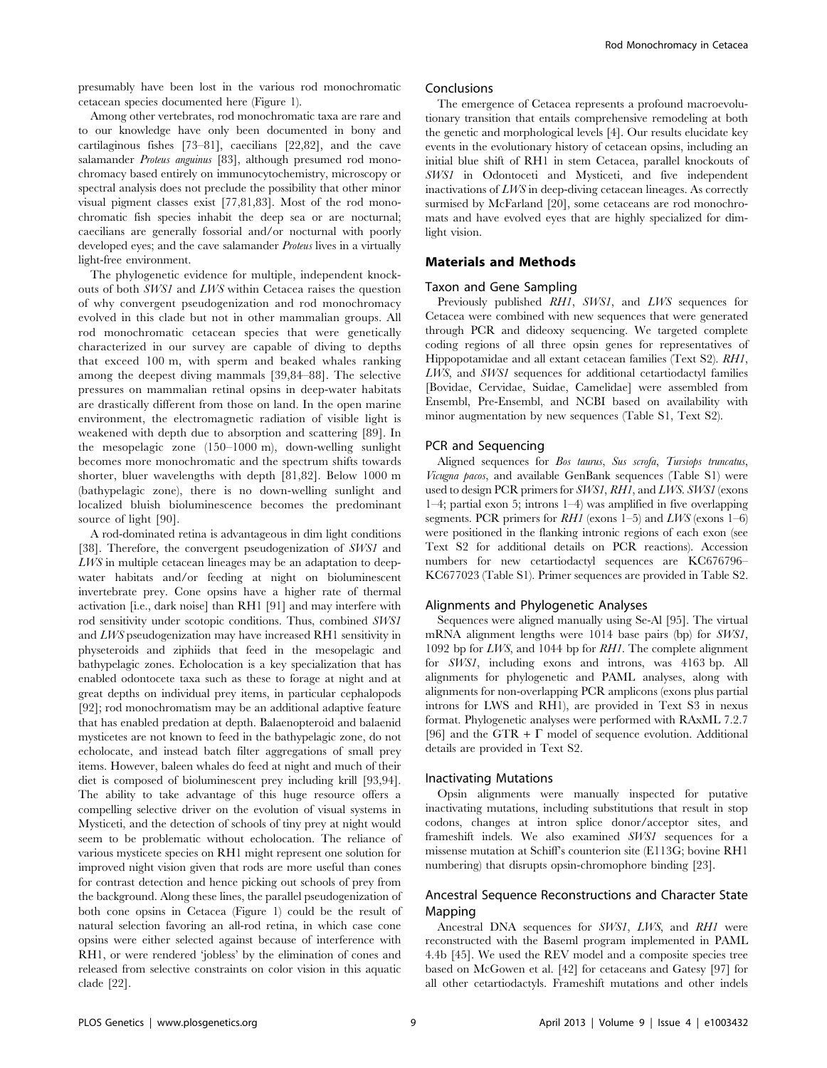presumably have been lost in the various rod monochromatic cetacean species documented here (Figure 1).

Among other vertebrates, rod monochromatic taxa are rare and to our knowledge have only been documented in bony and cartilaginous fishes [73–81], caecilians [22,82], and the cave salamander *Proteus anguinus* [83], although presumed rod monochromacy based entirely on immunocytochemistry, microscopy or spectral analysis does not preclude the possibility that other minor visual pigment classes exist [77,81,83]. Most of the rod monochromatic fish species inhabit the deep sea or are nocturnal; caecilians are generally fossorial and/or nocturnal with poorly developed eyes; and the cave salamander *Proteus* lives in a virtually light-free environment.

The phylogenetic evidence for multiple, independent knockouts of both *SWS1* and *LWS* within Cetacea raises the question of why convergent pseudogenization and rod monochromacy evolved in this clade but not in other mammalian groups. All rod monochromatic cetacean species that were genetically characterized in our survey are capable of diving to depths that exceed 100 m, with sperm and beaked whales ranking among the deepest diving mammals [39,84–88]. The selective pressures on mammalian retinal opsins in deep-water habitats are drastically different from those on land. In the open marine environment, the electromagnetic radiation of visible light is weakened with depth due to absorption and scattering [89]. In the mesopelagic zone (150–1000 m), down-welling sunlight becomes more monochromatic and the spectrum shifts towards shorter, bluer wavelengths with depth [81,82]. Below 1000 m (bathypelagic zone), there is no down-welling sunlight and localized bluish bioluminescence becomes the predominant source of light [90].

A rod-dominated retina is advantageous in dim light conditions [38]. Therefore, the convergent pseudogenization of *SWS1* and *LWS* in multiple cetacean lineages may be an adaptation to deep-water habitats and/or feeding at night on bioluminescent invertebrate prey. Cone opsins have a higher rate of thermal activation [i.e., dark noise] than RH1 [91] and may interfere with rod sensitivity under scotopic conditions. Thus, combined *SWS1* and *LWS* pseudogenization may have increased RH1 sensitivity in physeteroids and ziphiids that feed in the mesopelagic and bathypelagic zones. Echolocation is a key specialization that has enabled odontocete taxa such as these to forage at night and at great depths on individual prey items, in particular cephalopods [92]; rod monochromatism may be an additional adaptive feature that has enabled predation at depth. Balaenopteroid and balaenid mysticetes are not known to feed in the bathypelagic zone, do not echolocate, and instead batch filter aggregations of small prey items. However, baleen whales do feed at night and much of their diet is composed of bioluminescent prey including krill [93,94]. The ability to take advantage of this huge resource offers a compelling selective driver on the evolution of visual systems in Mysticeti, and the detection of schools of tiny prey at night would seem to be problematic without echolocation. The reliance of various mysticete species on RH1 might represent one solution for improved night vision given that rods are more useful than cones for contrast detection and hence picking out schools of prey from the background. Along these lines, the parallel pseudogenization of both cone opsins in Cetacea (Figure 1) could be the result of natural selection favoring an all-rod retina, in which case cone opsins were either selected against because of interference with RH1, or were rendered 'jobless' by the elimination of cones and released from selective constraints on color vision in this aquatic clade [22].

### Conclusions

The emergence of Cetacea represents a profound macroevolutionary transition that entails comprehensive remodeling at both the genetic and morphological levels [4]. Our results elucidate key events in the evolutionary history of cetacean opsins, including an initial blue shift of RH1 in stem Cetacea, parallel knockouts of *SWS1* in Odontoceti and Mysticeti, and five independent inactivations of *LWS* in deep-diving cetacean lineages. As correctly surmised by McFarland [20], some cetaceans are rod monochromats and have evolved eyes that are highly specialized for dim-light vision.

## Materials and Methods

### Taxon and Gene Sampling

Previously published *RH1*, *SWS1*, and *LWS* sequences for Cetacea were combined with new sequences that were generated through PCR and dideoxy sequencing. We targeted complete coding regions of all three opsin genes for representatives of Hippopotamidae and all extant cetacean families (Text S2). *RH1*, *LWS*, and *SWS1* sequences for additional cetartiodactyl families [Bovidae, Cervidae, Suidae, Camelidae] were assembled from Ensembl, Pre-Ensembl, and NCBI based on availability with minor augmentation by new sequences (Table S1, Text S2).

### PCR and Sequencing

Aligned sequences for *Bos taurus*, *Sus scrofa*, *Tursiops truncatus*, *Vicugna pacos*, and available GenBank sequences (Table S1) were used to design PCR primers for *SWS1*, *RH1*, and *LWS*. *SWS1* (exons 1–4; partial exon 5; introns 1–4) was amplified in five overlapping segments. PCR primers for *RH1* (exons 1–5) and *LWS* (exons 1–6) were positioned in the flanking intronic regions of each exon (see Text S2 for additional details on PCR reactions). Accession numbers for new cetartiodactyl sequences are KC676796–KC677023 (Table S1). Primer sequences are provided in Table S2.

### Alignments and Phylogenetic Analyses

Sequences were aligned manually using Se-Al [95]. The virtual mRNA alignment lengths were 1014 base pairs (bp) for *SWS1*, 1092 bp for *LWS*, and 1044 bp for *RH1*. The complete alignment for *SWS1*, including exons and introns, was 4163 bp. All alignments for phylogenetic and PAML analyses, along with alignments for non-overlapping PCR amplicons (exons plus partial introns for LWS and RH1), are provided in Text S3 in nexus format. Phylogenetic analyses were performed with RAxML 7.2.7 [96] and the GTR + $\Gamma$ model of sequence evolution. Additional details are provided in Text S2.

### Inactivating Mutations

Opsin alignments were manually inspected for putative inactivating mutations, including substitutions that result in stop codons, changes at intron splice donor/acceptor sites, and frameshift indels. We also examined *SWS1* sequences for a missense mutation at Schiff's counterion site (E113G; bovine RH1 numbering) that disrupts opsin-chromophore binding [23].

### Ancestral Sequence Reconstructions and Character State Mapping

Ancestral DNA sequences for *SWS1*, *LWS*, and *RH1* were reconstructed with the Baseml program implemented in PAML 4.4b [45]. We used the REV model and a composite species tree based on McGowen et al. [42] for cetaceans and Gatesy [97] for all other cetartiodactyls. Frameshift mutations and other indels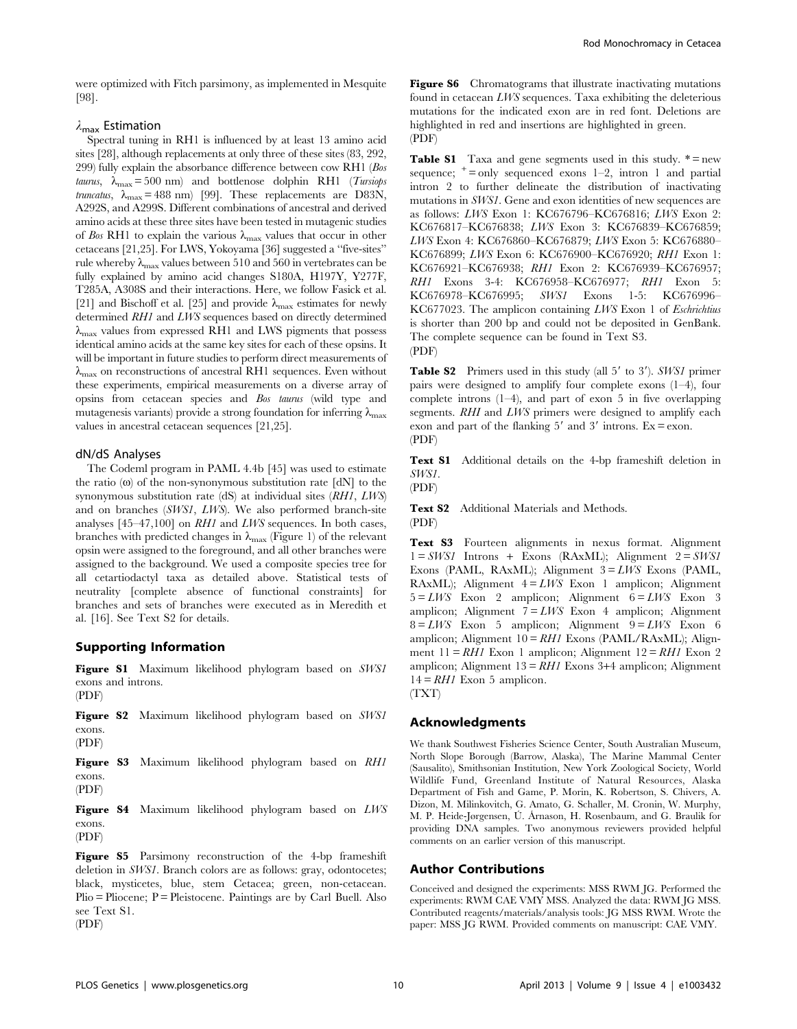were optimized with Fitch parsimony, as implemented in Mesquite [98].

### $\lambda_{max}$ Estimation

Spectral tuning in RH1 is influenced by at least 13 amino acid sites [28], although replacements at only three of these sites (83, 292, 299) fully explain the absorbance difference between cow RH1 (*Bos taurus*, $\lambda_{max} = 500$ nm) and bottlenose dolphin RH1 (*Tursiops truncatus*, $\lambda_{max} = 488$ nm) [99]. These replacements are D83N, A292S, and A299S. Different combinations of ancestral and derived amino acids at these three sites have been tested in mutagenic studies of *Bos* RH1 to explain the various $\lambda_{max}$ values that occur in other cetaceans [21,25]. For LWS, Yokoyama [36] suggested a "five-sites" rule whereby $\lambda_{max}$ values between 510 and 560 in vertebrates can be fully explained by amino acid changes S180A, H197Y, Y277F, T285A, A308S and their interactions. Here, we follow Fasick et al. [21] and Bischoff et al. [25] and provide $\lambda_{max}$ estimates for newly determined *RH1* and *LWS* sequences based on directly determined $\lambda_{max}$ values from expressed RH1 and LWS pigments that possess identical amino acids at the same key sites for each of these opsins. It will be important in future studies to perform direct measurements of $\lambda_{max}$ on reconstructions of ancestral RH1 sequences. Even without these experiments, empirical measurements on a diverse array of opsins from cetacean species and *Bos taurus* (wild type and mutagenesis variants) provide a strong foundation for inferring $\lambda_{max}$ values in ancestral cetacean sequences [21,25].

### dN/dS Analyses

The Codeml program in PAML 4.4b [45] was used to estimate the ratio (ω) of the non-synonymous substitution rate [dN] to the synonymous substitution rate (dS) at individual sites (*RH1*, *LWS*) and on branches (*SWS1*, *LWS*). We also performed branch-site analyses [45–47,100] on *RH1* and *LWS* sequences. In both cases, branches with predicted changes in $\lambda_{max}$ (Figure 1) of the relevant opsin were assigned to the foreground, and all other branches were assigned to the background. We used a composite species tree for all cetartiodactyl taxa as detailed above. Statistical tests of neutrality [complete absence of functional constraints] for branches and sets of branches were executed as in Meredith et al. [16]. See Text S2 for details.

## Supporting Information

**Figure S1** Maximum likelihood phylogram based on *SWS1* exons and introns.
(PDF)

**Figure S2** Maximum likelihood phylogram based on *SWS1* exons.
(PDF)

**Figure S3** Maximum likelihood phylogram based on *RH1* exons.
(PDF)

**Figure S4** Maximum likelihood phylogram based on *LWS* exons.
(PDF)

**Figure S5** Parsimony reconstruction of the 4-bp frameshift deletion in *SWS1*. Branch colors are as follows: gray, odontocetes; black, mysticetes, blue, stem Cetacea; green, non-cetacean. Plio = Pliocene; P = Pleistocene. Paintings are by Carl Buell. Also see Text S1.
(PDF)

**Figure S6** Chromatograms that illustrate inactivating mutations found in cetacean *LWS* sequences. Taxa exhibiting the deleterious mutations for the indicated exon are in red font. Deletions are highlighted in red and insertions are highlighted in green.
(PDF)

**Table S1** Taxa and gene segments used in this study. * = new sequence; + = only sequenced exons 1–2, intron 1 and partial intron 2 to further delineate the distribution of inactivating mutations in *SWS1*. Gene and exon identities of new sequences are as follows: *LWS* Exon 1: KC676796–KC676816; *LWS* Exon 2: KC676817–KC676838; *LWS* Exon 3: KC676839–KC676859; *LWS* Exon 4: KC676860–KC676879; *LWS* Exon 5: KC676880–KC676899; *LWS* Exon 6: KC676900–KC676920; *RH1* Exon 1: KC676921–KC676938; *RH1* Exon 2: KC676939–KC676957; *RH1* Exons 3-4: KC676958–KC676977; *RH1* Exon 5: KC676978–KC676995; *SWS1* Exons 1-5: KC676996–KC677023. The amplicon containing *LWS* Exon 1 of *Eschrichtius* is shorter than 200 bp and could not be deposited in GenBank. The complete sequence can be found in Text S3.
(PDF)

**Table S2** Primers used in this study (all 5′ to 3′). *SWS1* primer pairs were designed to amplify four complete exons (1–4), four complete introns (1–4), and part of exon 5 in five overlapping segments. *RH1* and *LWS* primers were designed to amplify each exon and part of the flanking 5′ and 3′ introns. Ex = exon.
(PDF)

**Text S1** Additional details on the 4-bp frameshift deletion in *SWS1*.
(PDF)

**Text S2** Additional Materials and Methods.
(PDF)

**Text S3** Fourteen alignments in nexus format. Alignment 1 = *SWS1* Introns + Exons (RAxML); Alignment 2 = *SWS1* Exons (PAML, RAxML); Alignment 3 = *LWS* Exons (PAML, RAxML); Alignment 4 = *LWS* Exon 1 amplicon; Alignment 5 = *LWS* Exon 2 amplicon; Alignment 6 = *LWS* Exon 3 amplicon; Alignment 7 = *LWS* Exon 4 amplicon; Alignment 8 = *LWS* Exon 5 amplicon; Alignment 9 = *LWS* Exon 6 amplicon; Alignment 10 = *RH1* Exons (PAML/RAxML); Alignment 11 = *RH1* Exon 1 amplicon; Alignment 12 = *RH1* Exon 2 amplicon; Alignment 13 = *RH1* Exons 3+4 amplicon; Alignment 14 = *RH1* Exon 5 amplicon.
(TXT)

## Acknowledgments

We thank Southwest Fisheries Science Center, South Australian Museum, North Slope Borough (Barrow, Alaska), The Marine Mammal Center (Sausalito), Smithsonian Institution, New York Zoological Society, World Wildlife Fund, Greenland Institute of Natural Resources, Alaska Department of Fish and Game, P. Morin, K. Robertson, S. Chivers, A. Dizon, M. Milinkovitch, G. Amato, G. Schaller, M. Cronin, W. Murphy, M. P. Heide-Jørgensen, Ú. Árnason, H. Rosenbaum, and G. Braulik for providing DNA samples. Two anonymous reviewers provided helpful comments on an earlier version of this manuscript.

## Author Contributions

Conceived and designed the experiments: MSS RWM JG. Performed the experiments: RWM CAE VMY MSS. Analyzed the data: RWM JG MSS. Contributed reagents/materials/analysis tools: JG MSS RWM. Wrote the paper: MSS JG RWM. Provided comments on manuscript: CAE VMY.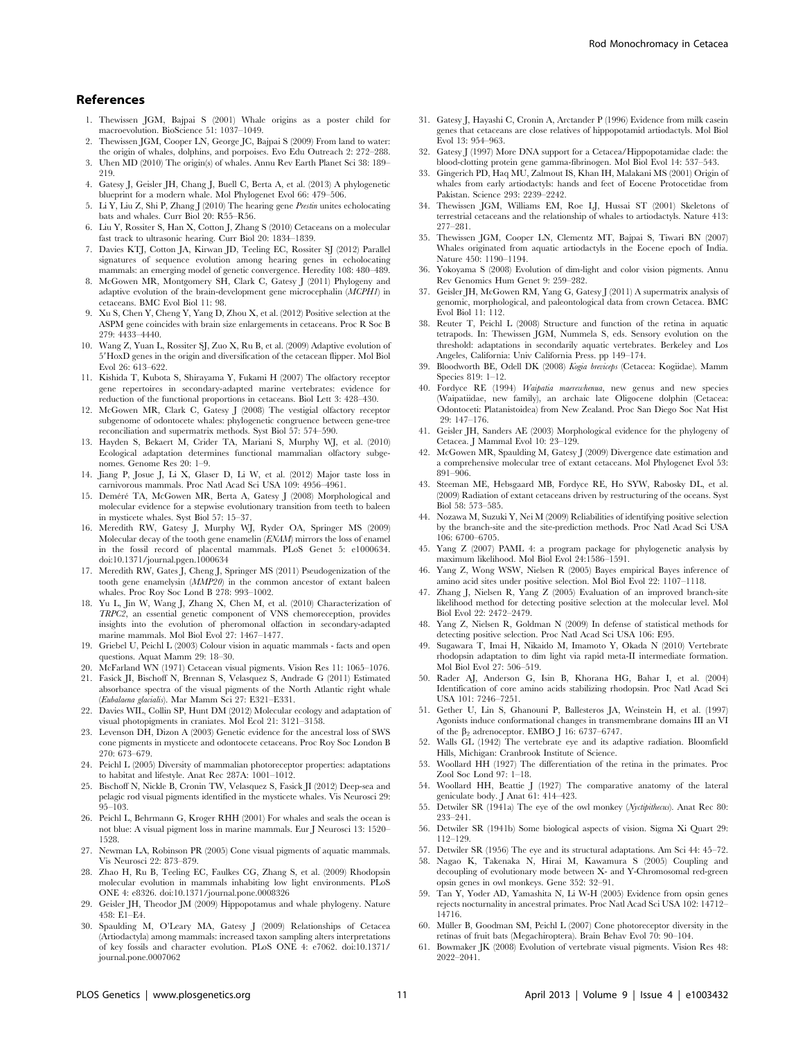## References

1. Thewissen JGM, Bajpai S (2001) Whale origins as a poster child for macroevolution. BioScience 51: 1037–1049.
2. Thewissen JGM, Cooper LN, George JC, Bajpai S (2009) From land to water: the origin of whales, dolphins, and porpoises. Evo Edu Outreach 2: 272–288.
3. Uhen MD (2010) The origin(s) of whales. Annu Rev Earth Planet Sci 38: 189–219.
4. Gatesy J, Geisler JH, Chang J, Buell C, Berta A, et al. (2013) A phylogenetic blueprint for a modern whale. Mol Phylogenet Evol 66: 479–506.
5. Li Y, Liu Z, Shi P, Zhang J (2010) The hearing gene *Prestin* unites echolocating bats and whales. Curr Biol 20: R55–R56.
6. Liu Y, Rossiter S, Han X, Cotton J, Zhang S (2010) Cetaceans on a molecular fast track to ultrasonic hearing. Curr Biol 20: 1834–1839.
7. Davies KTJ, Cotton JA, Kirwan JD, Teeling EC, Rossiter SJ (2012) Parallel signatures of sequence evolution among hearing genes in echolocating mammals: an emerging model of genetic convergence. Heredity 108: 480–489.
8. McGowen MR, Montgomery SH, Clark C, Gatesy J (2011) Phylogeny and adaptive evolution of the brain-development gene microcephalin (*MCPH1*) in cetaceans. BMC Evol Biol 11: 98.
9. Xu S, Chen Y, Cheng Y, Yang D, Zhou X, et al. (2012) Positive selection at the ASPM gene coincides with brain size enlargements in cetaceans. Proc R Soc B 279: 4433–4440.
10. Wang Z, Yuan L, Rossiter SJ, Zuo X, Ru B, et al. (2009) Adaptive evolution of 5′HoxD genes in the origin and diversification of the cetacean flipper. Mol Biol Evol 26: 613–622.
11. Kishida T, Kubota S, Shirayama Y, Fukami H (2007) The olfactory receptor gene repertoires in secondary-adapted marine vertebrates: evidence for reduction of the functional proportions in cetaceans. Biol Lett 3: 428–430.
12. McGowen MR, Clark C, Gatesy J (2008) The vestigial olfactory receptor subgenome of odontocete whales: phylogenetic congruence between gene-tree reconciliation and supermatrix methods. Syst Biol 57: 574–590.
13. Hayden S, Bekaert M, Crider TA, Mariani S, Murphy WJ, et al. (2010) Ecological adaptation determines functional mammalian olfactory subgenomes. Genome Res 20: 1–9.
14. Jiang P, Josue J, Li X, Glaser D, Li W, et al. (2012) Major taste loss in carnivorous mammals. Proc Natl Acad Sci USA 109: 4956–4961.
15. Deméré TA, McGowen MR, Berta A, Gatesy J (2008) Morphological and molecular evidence for a stepwise evolutionary transition from teeth to baleen in mysticete whales. Syst Biol 57: 15–37.
16. Meredith RW, Gatesy J, Murphy WJ, Ryder OA, Springer MS (2009) Molecular decay of the tooth gene enamelin (*ENAM*) mirrors the loss of enamel in the fossil record of placental mammals. PLoS Genet 5: e1000634. doi:10.1371/journal.pgen.1000634
17. Meredith RW, Gates J, Cheng J, Springer MS (2011) Pseudogenization of the tooth gene enamelysin (*MMP20*) in the common ancestor of extant baleen whales. Proc Roy Soc Lond B 278: 993–1002.
18. Yu L, Jin W, Wang J, Zhang X, Chen M, et al. (2010) Characterization of *TRPC2*, an essential genetic component of VNS chemoreception, provides insights into the evolution of pheromonal olfaction in secondary-adapted marine mammals. Mol Biol Evol 27: 1467–1477.
19. Griebel U, Peichl L (2003) Colour vision in aquatic mammals - facts and open questions. Aquat Mamm 29: 18–30.
20. McFarland WN (1971) Cetacean visual pigments. Vision Res 11: 1065–1076.
21. Fasick JI, Bischoff N, Brennan S, Velasquez S, Andrade G (2011) Estimated absorbance spectra of the visual pigments of the North Atlantic right whale (*Eubalaena glacialis*). Mar Mamm Sci 27: E321–E331.
22. Davies WIL, Collin SP, Hunt DM (2012) Molecular ecology and adaptation of visual photopigments in craniates. Mol Ecol 21: 3121–3158.
23. Levenson DH, Dizon A (2003) Genetic evidence for the ancestral loss of SWS cone pigments in mysticete and odontocete cetaceans. Proc Roy Soc London B 270: 673–679.
24. Peichl L (2005) Diversity of mammalian photoreceptor properties: adaptations to habitat and lifestyle. Anat Rec 287A: 1001–1012.
25. Bischoff N, Nickle B, Cronin TW, Velasquez S, Fasick JI (2012) Deep-sea and pelagic rod visual pigments identified in the mysticete whales. Vis Neurosci 29: 95–103.
26. Peichl L, Behrmann G, Kroger RHH (2001) For whales and seals the ocean is not blue: A visual pigment loss in marine mammals. Eur J Neurosci 13: 1520–1528.
27. Newman LA, Robinson PR (2005) Cone visual pigments of aquatic mammals. Vis Neurosci 22: 873–879.
28. Zhao H, Ru B, Teeling EC, Faulkes CG, Zhang S, et al. (2009) Rhodopsin molecular evolution in mammals inhabiting low light environments. PLoS ONE 4: e8326. doi:10.1371/journal.pone.0008326
29. Geisler JH, Theodor JM (2009) Hippopotamus and whale phylogeny. Nature 458: E1–E4.
30. Spaulding M, O'Leary MA, Gatesy J (2009) Relationships of Cetacea (Artiodactyla) among mammals: increased taxon sampling alters interpretations of key fossils and character evolution. PLoS ONE 4: e7062. doi:10.1371/journal.pone.0007062
31. Gatesy J, Hayashi C, Cronin A, Arctander P (1996) Evidence from milk casein genes that cetaceans are close relatives of hippopotamid artiodactyls. Mol Biol Evol 13: 954–963.
32. Gatesy J (1997) More DNA support for a Cetacea/Hippopotamidae clade: the blood-clotting protein gene gamma-fibrinogen. Mol Biol Evol 14: 537–543.
33. Gingerich PD, Haq MU, Zalmout IS, Khan IH, Malakani MS (2001) Origin of whales from early artiodactyls: hands and feet of Eocene Protocetidae from Pakistan. Science 293: 2239–2242.
34. Thewissen JGM, Williams EM, Roe LJ, Hussai ST (2001) Skeletons of terrestrial cetaceans and the relationship of whales to artiodactyls. Nature 413: 277–281.
35. Thewissen JGM, Cooper LN, Clementz MT, Bajpai S, Tiwari BN (2007) Whales originated from aquatic artiodactyls in the Eocene epoch of India. Nature 450: 1190–1194.
36. Yokoyama S (2008) Evolution of dim-light and color vision pigments. Annu Rev Genomics Hum Genet 9: 259–282.
37. Geisler JH, McGowen RM, Yang G, Gatesy J (2011) A supermatrix analysis of genomic, morphological, and paleontological data from crown Cetacea. BMC Evol Biol 11: 112.
38. Reuter T, Peichl L (2008) Structure and function of the retina in aquatic tetrapods. In: Thewissen JGM, Nummela S, eds. Sensory evolution on the threshold: adaptations in secondarily aquatic vertebrates. Berkeley and Los Angeles, California: Univ California Press. pp 149–174.
39. Bloodworth BE, Odell DK (2008) *Kogia breviceps* (Cetacea: Kogiidae). Mamm Species 819: 1–12.
40. Fordyce RE (1994) *Waipatia maerewhenua*, new genus and new species (Waipatiidae, new family), an archaic late Oligocene dolphin (Cetacea: Odontoceti: Platanistoidea) from New Zealand. Proc San Diego Soc Nat Hist 29: 147–176.
41. Geisler JH, Sanders AE (2003) Morphological evidence for the phylogeny of Cetacea. J Mammal Evol 10: 23–129.
42. McGowen MR, Spaulding M, Gatesy J (2009) Divergence date estimation and a comprehensive molecular tree of extant cetaceans. Mol Phylogenet Evol 53: 891–906.
43. Steeman ME, Hebsgaard MB, Fordyce RE, Ho SYW, Rabosky DL, et al. (2009) Radiation of extant cetaceans driven by restructuring of the oceans. Syst Biol 58: 573–585.
44. Nozawa M, Suzuki Y, Nei M (2009) Reliabilities of identifying positive selection by the branch-site and the site-prediction methods. Proc Natl Acad Sci USA 106: 6700–6705.
45. Yang Z (2007) PAML 4: a program package for phylogenetic analysis by maximum likelihood. Mol Biol Evol 24:1586–1591.
46. Yang Z, Wong WSW, Nielsen R (2005) Bayes empirical Bayes inference of amino acid sites under positive selection. Mol Biol Evol 22: 1107–1118.
47. Zhang J, Nielsen R, Yang Z (2005) Evaluation of an improved branch-site likelihood method for detecting positive selection at the molecular level. Mol Biol Evol 22: 2472–2479.
48. Yang Z, Nielsen R, Goldman N (2009) In defense of statistical methods for detecting positive selection. Proc Natl Acad Sci USA 106: E95.
49. Sugawara T, Imai H, Nikaido M, Imamoto Y, Okada N (2010) Vertebrate rhodopsin adaptation to dim light via rapid meta-II intermediate formation. Mol Biol Evol 27: 506–519.
50. Rader AJ, Anderson G, Isin B, Khorana HG, Bahar I, et al. (2004) Identification of core amino acids stabilizing rhodopsin. Proc Natl Acad Sci USA 101: 7246–7251.
51. Gether U, Lin S, Ghanouni P, Ballesteros JA, Weinstein H, et al. (1997) Agonists induce conformational changes in transmembrane domains III an VI of the $\beta_2$ adrenoceptor. EMBO J 16: 6737–6747.
52. Walls GL (1942) The vertebrate eye and its adaptive radiation. Bloomfield Hills, Michigan: Cranbrook Institute of Science.
53. Woollard HH (1927) The differentiation of the retina in the primates. Proc Zool Soc Lond 97: 1–18.
54. Woollard HH, Beattie J (1927) The comparative anatomy of the lateral geniculate body. J Anat 61: 414–423.
55. Detwiler SR (1941a) The eye of the owl monkey (*Nyctipithecus*). Anat Rec 80: 233–241.
56. Detwiler SR (1941b) Some biological aspects of vision. Sigma Xi Quart 29: 112–129.
57. Detwiler SR (1956) The eye and its structural adaptations. Am Sci 44: 45–72.
58. Nagao K, Takenaka N, Hirai M, Kawamura S (2005) Coupling and decoupling of evolutionary mode between X- and Y-Chromosomal red-green opsin genes in owl monkeys. Gene 352: 32–91.
59. Tan Y, Yoder AD, Yamashita N, Li W-H (2005) Evidence from opsin genes rejects nocturnality in ancestral primates. Proc Natl Acad Sci USA 102: 14712–14716.
60. Müller B, Goodman SM, Peichl L (2007) Cone photoreceptor diversity in the retinas of fruit bats (Megachiroptera). Brain Behav Evol 70: 90–104.
61. Bowmaker JK (2008) Evolution of vertebrate visual pigments. Vision Res 48: 2022–2041.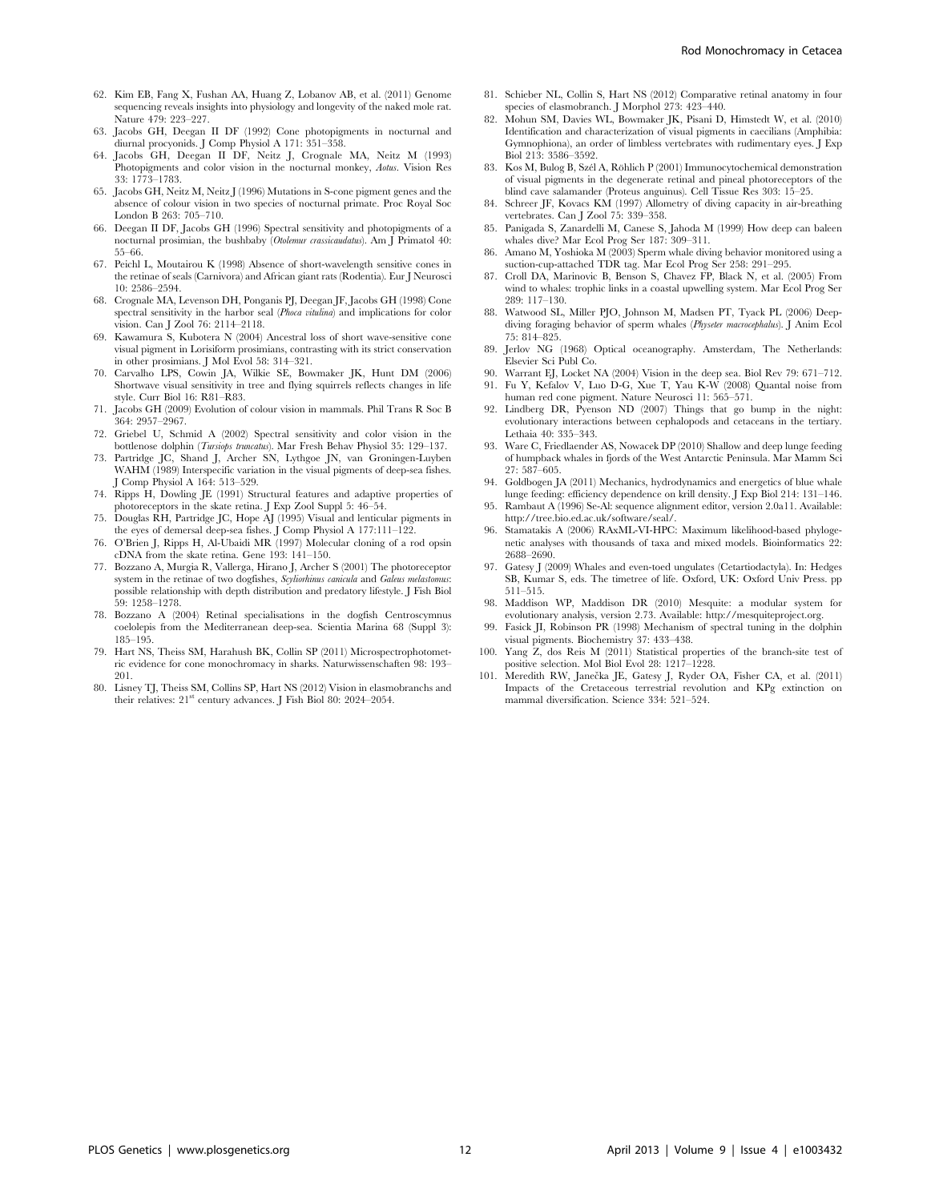62. Kim EB, Fang X, Fushan AA, Huang Z, Lobanov AB, et al. (2011) Genome sequencing reveals insights into physiology and longevity of the naked mole rat. Nature 479: 223–227.
63. Jacobs GH, Deegan II DF (1992) Cone photopigments in nocturnal and diurnal procyonids. J Comp Physiol A 171: 351–358.
64. Jacobs GH, Deegan II DF, Neitz J, Crognale MA, Neitz M (1993) Photopigments and color vision in the nocturnal monkey, *Aotus*. Vision Res 33: 1773–1783.
65. Jacobs GH, Neitz M, Neitz J (1996) Mutations in S-cone pigment genes and the absence of colour vision in two species of nocturnal primate. Proc Royal Soc London B 263: 705–710.
66. Deegan II DF, Jacobs GH (1996) Spectral sensitivity and photopigments of a nocturnal prosimian, the bushbaby (*Otolemur crassicaudatus*). Am J Primatol 40: 55–66.
67. Peichl L, Moutairou K (1998) Absence of short-wavelength sensitive cones in the retinae of seals (Carnivora) and African giant rats (Rodentia). Eur J Neurosci 10: 2586–2594.
68. Crognale MA, Levenson DH, Ponganis PJ, Deegan JF, Jacobs GH (1998) Cone spectral sensitivity in the harbor seal (*Phoca vitulina*) and implications for color vision. Can J Zool 76: 2114–2118.
69. Kawamura S, Kubotera N (2004) Ancestral loss of short wave-sensitive cone visual pigment in Lorisiform prosimians, contrasting with its strict conservation in other prosimians. J Mol Evol 58: 314–321.
70. Carvalho LPS, Cowin JA, Wilkie SE, Bowmaker JK, Hunt DM (2006) Shortwave visual sensitivity in tree and flying squirrels reflects changes in life style. Curr Biol 16: R81–R83.
71. Jacobs GH (2009) Evolution of colour vision in mammals. Phil Trans R Soc B 364: 2957–2967.
72. Griebel U, Schmid A (2002) Spectral sensitivity and color vision in the bottlenose dolphin (*Tursiops truncatus*). Mar Fresh Behav Physiol 35: 129–137.
73. Partridge JC, Shand J, Archer SN, Lythgoe JN, van Groningen-Luyben WAHM (1989) Interspecific variation in the visual pigments of deep-sea fishes. J Comp Physiol A 164: 513–529.
74. Ripps H, Dowling JE (1991) Structural features and adaptive properties of photoreceptors in the skate retina. J Exp Zool Suppl 5: 46–54.
75. Douglas RH, Partridge JC, Hope AJ (1995) Visual and lenticular pigments in the eyes of demersal deep-sea fishes. J Comp Physiol A 177:111–122.
76. O'Brien J, Ripps H, Al-Ubaidi MR (1997) Molecular cloning of a rod opsin cDNA from the skate retina. Gene 193: 141–150.
77. Bozzano A, Murgia R, Vallerga, Hirano J, Archer S (2001) The photoreceptor system in the retinae of two dogfishes, *Scyliorhinus canicula* and *Galeus melastomus*: possible relationship with depth distribution and predatory lifestyle. J Fish Biol 59: 1258–1278.
78. Bozzano A (2004) Retinal specialisations in the dogfish Centroscymnus coelolepis from the Mediterranean deep-sea. Scientia Marina 68 (Suppl 3): 185–195.
79. Hart NS, Theiss SM, Harahush BK, Collin SP (2011) Microspectrophotometric evidence for cone monochromacy in sharks. Naturwissenschaften 98: 193–201.
80. Lisney TJ, Theiss SM, Collins SP, Hart NS (2012) Vision in elasmobranchs and their relatives: 21st century advances. J Fish Biol 80: 2024–2054.
81. Schieber NL, Collin S, Hart NS (2012) Comparative retinal anatomy in four species of elasmobranch. J Morphol 273: 423–440.
82. Mohun SM, Davies WL, Bowmaker JK, Pisani D, Himstedt W, et al. (2010) Identification and characterization of visual pigments in caecilians (Amphibia: Gymnophiona), an order of limbless vertebrates with rudimentary eyes. J Exp Biol 213: 3586–3592.
83. Kos M, Bulog B, Szél A, Röhlich P (2001) Immunocytochemical demonstration of visual pigments in the degenerate retinal and pineal photoreceptors of the blind cave salamander (Proteus anguinus). Cell Tissue Res 303: 15–25.
84. Schreer JF, Kovacs KM (1997) Allometry of diving capacity in air-breathing vertebrates. Can J Zool 75: 339–358.
85. Panigada S, Zanardelli M, Canese S, Jahoda M (1999) How deep can baleen whales dive? Mar Ecol Prog Ser 187: 309–311.
86. Amano M, Yoshioka M (2003) Sperm whale diving behavior monitored using a suction-cup-attached TDR tag. Mar Ecol Prog Ser 258: 291–295.
87. Croll DA, Marinovic B, Benson S, Chavez FP, Black N, et al. (2005) From wind to whales: trophic links in a coastal upwelling system. Mar Ecol Prog Ser 289: 117–130.
88. Watwood SL, Miller PJO, Johnson M, Madsen PT, Tyack PL (2006) Deep-diving foraging behavior of sperm whales (*Physeter macrocephalus*). J Anim Ecol 75: 814–825.
89. Jerlov NG (1968) Optical oceanography. Amsterdam, The Netherlands: Elsevier Sci Publ Co.
90. Warrant EJ, Locket NA (2004) Vision in the deep sea. Biol Rev 79: 671–712.
91. Fu Y, Kefalov V, Luo D-G, Xue T, Yau K-W (2008) Quantal noise from human red cone pigment. Nature Neurosci 11: 565–571.
92. Lindberg DR, Pyenson ND (2007) Things that go bump in the night: evolutionary interactions between cephalopods and cetaceans in the tertiary. Lethaia 40: 335–343.
93. Ware C, Friedlaender AS, Nowacek DP (2010) Shallow and deep lunge feeding of humpback whales in fjords of the West Antarctic Peninsula. Mar Mamm Sci 27: 587–605.
94. Goldbogen JA (2011) Mechanics, hydrodynamics and energetics of blue whale lunge feeding: efficiency dependence on krill density. J Exp Biol 214: 131–146.
95. Rambaut A (1996) Se-Al: sequence alignment editor, version 2.0a11. Available: http://tree.bio.ed.ac.uk/software/seal/.
96. Stamatakis A (2006) RAxML-VI-HPC: Maximum likelihood-based phylogenetic analyses with thousands of taxa and mixed models. Bioinformatics 22: 2688–2690.
97. Gatesy J (2009) Whales and even-toed ungulates (Cetartiodactyla). In: Hedges SB, Kumar S, eds. The timetree of life. Oxford, UK: Oxford Univ Press. pp 511–515.
98. Maddison WP, Maddison DR (2010) Mesquite: a modular system for evolutionary analysis, version 2.73. Available: http://mesquiteproject.org.
99. Fasick JI, Robinson PR (1998) Mechanism of spectral tuning in the dolphin visual pigments. Biochemistry 37: 433–438.
100. Yang Z, dos Reis M (2011) Statistical properties of the branch-site test of positive selection. Mol Biol Evol 28: 1217–1228.
101. Meredith RW, Janečka JE, Gatesy J, Ryder OA, Fisher CA, et al. (2011) Impacts of the Cretaceous terrestrial revolution and KPg extinction on mammal diversification. Science 334: 521–524.